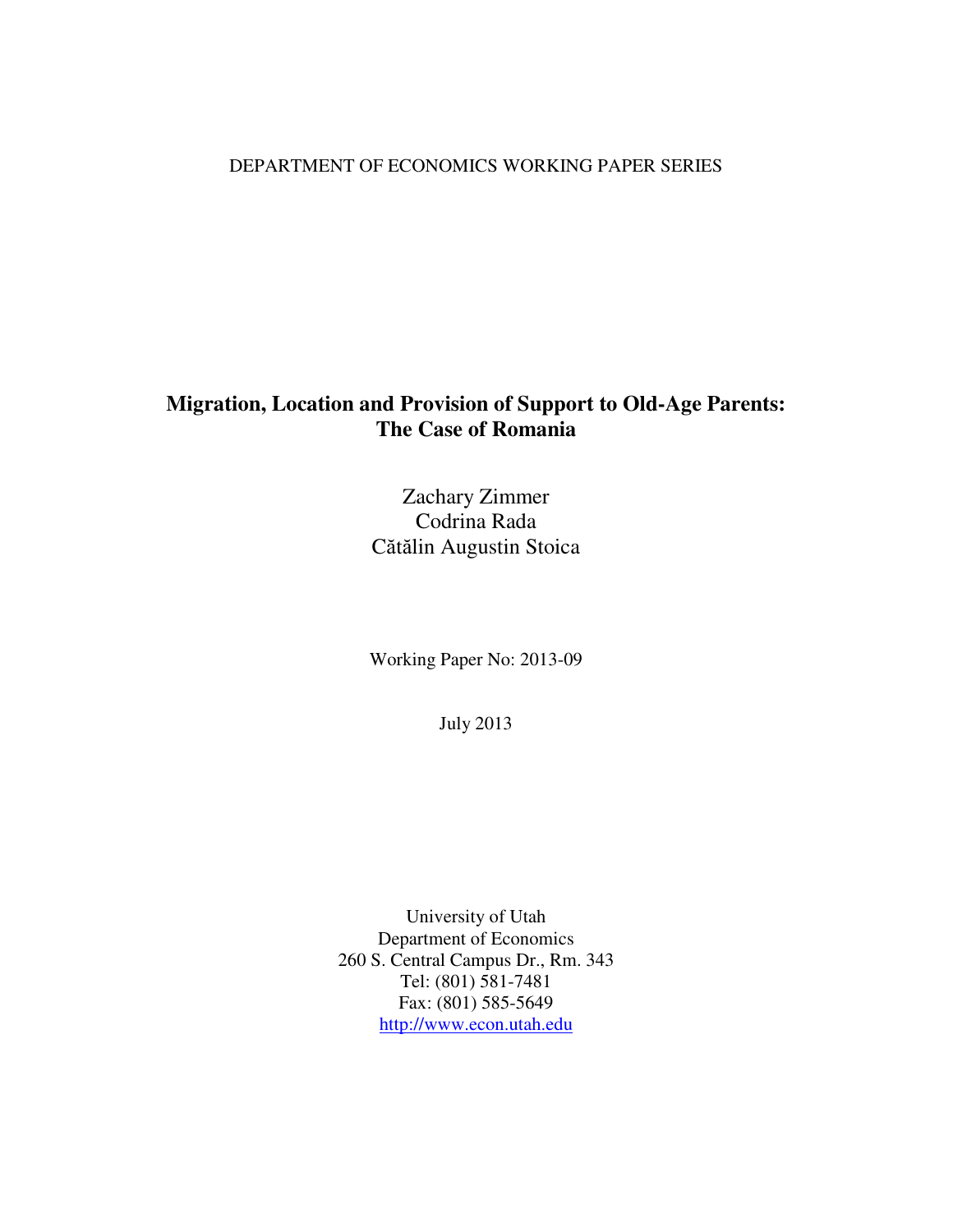DEPARTMENT OF ECONOMICS WORKING PAPER SERIES

# Migration, Location and Provision of Support to Old-Age Parents: The Case of Romania

Zachary Zimmer
Codrina Rada
Cătălin Augustin Stoica

Working Paper No: 2013-09

July 2013

University of Utah
Department of Economics
260 S. Central Campus Dr., Rm. 343
Tel: (801) 581-7481
Fax: (801) 585-5649
http://www.econ.utah.edu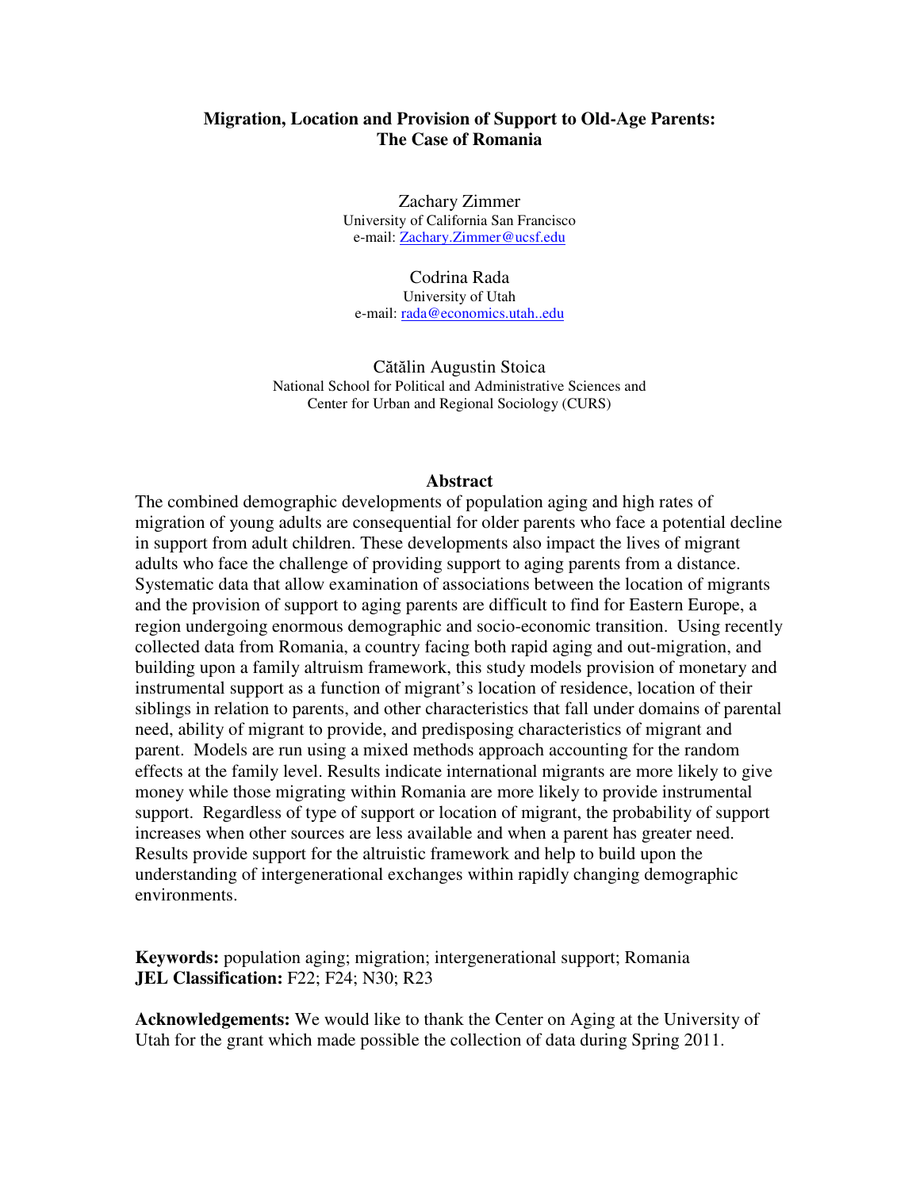# Migration, Location and Provision of Support to Old-Age Parents: The Case of Romania

Zachary Zimmer
University of California San Francisco
e-mail: Zachary.Zimmer@ucsf.edu

Codrina Rada
University of Utah
e-mail: rada@economics.utah..edu

Cătălin Augustin Stoica
National School for Political and Administrative Sciences and
Center for Urban and Regional Sociology (CURS)

## Abstract

The combined demographic developments of population aging and high rates of migration of young adults are consequential for older parents who face a potential decline in support from adult children. These developments also impact the lives of migrant adults who face the challenge of providing support to aging parents from a distance. Systematic data that allow examination of associations between the location of migrants and the provision of support to aging parents are difficult to find for Eastern Europe, a region undergoing enormous demographic and socio-economic transition. Using recently collected data from Romania, a country facing both rapid aging and out-migration, and building upon a family altruism framework, this study models provision of monetary and instrumental support as a function of migrant's location of residence, location of their siblings in relation to parents, and other characteristics that fall under domains of parental need, ability of migrant to provide, and predisposing characteristics of migrant and parent. Models are run using a mixed methods approach accounting for the random effects at the family level. Results indicate international migrants are more likely to give money while those migrating within Romania are more likely to provide instrumental support. Regardless of type of support or location of migrant, the probability of support increases when other sources are less available and when a parent has greater need. Results provide support for the altruistic framework and help to build upon the understanding of intergenerational exchanges within rapidly changing demographic environments.

**Keywords:** population aging; migration; intergenerational support; Romania
**JEL Classification:** F22; F24; N30; R23

**Acknowledgements:** We would like to thank the Center on Aging at the University of Utah for the grant which made possible the collection of data during Spring 2011.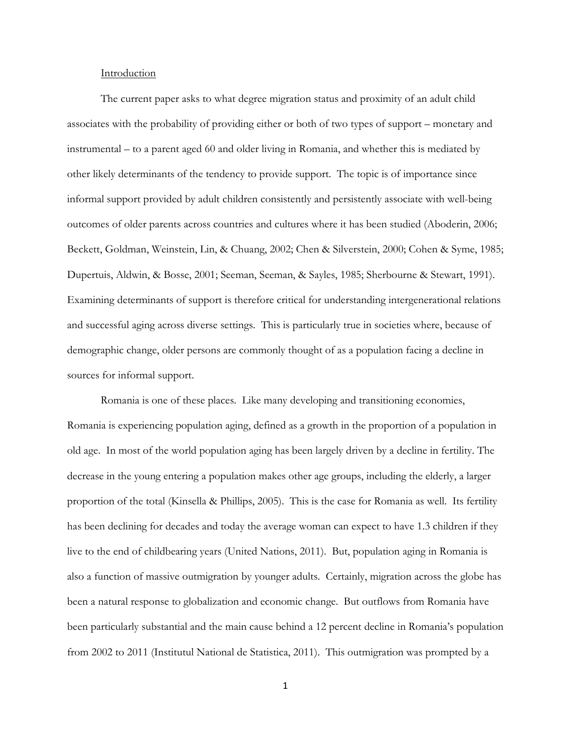## Introduction

The current paper asks to what degree migration status and proximity of an adult child associates with the probability of providing either or both of two types of support – monetary and instrumental – to a parent aged 60 and older living in Romania, and whether this is mediated by other likely determinants of the tendency to provide support. The topic is of importance since informal support provided by adult children consistently and persistently associate with well-being outcomes of older parents across countries and cultures where it has been studied (Aboderin, 2006; Beckett, Goldman, Weinstein, Lin, & Chuang, 2002; Chen & Silverstein, 2000; Cohen & Syme, 1985; Dupertuis, Aldwin, & Bosse, 2001; Seeman, Seeman, & Sayles, 1985; Sherbourne & Stewart, 1991). Examining determinants of support is therefore critical for understanding intergenerational relations and successful aging across diverse settings. This is particularly true in societies where, because of demographic change, older persons are commonly thought of as a population facing a decline in sources for informal support.

Romania is one of these places. Like many developing and transitioning economies, Romania is experiencing population aging, defined as a growth in the proportion of a population in old age. In most of the world population aging has been largely driven by a decline in fertility. The decrease in the young entering a population makes other age groups, including the elderly, a larger proportion of the total (Kinsella & Phillips, 2005). This is the case for Romania as well. Its fertility has been declining for decades and today the average woman can expect to have 1.3 children if they live to the end of childbearing years (United Nations, 2011). But, population aging in Romania is also a function of massive outmigration by younger adults. Certainly, migration across the globe has been a natural response to globalization and economic change. But outflows from Romania have been particularly substantial and the main cause behind a 12 percent decline in Romania's population from 2002 to 2011 (Institutul National de Statistica, 2011). This outmigration was prompted by a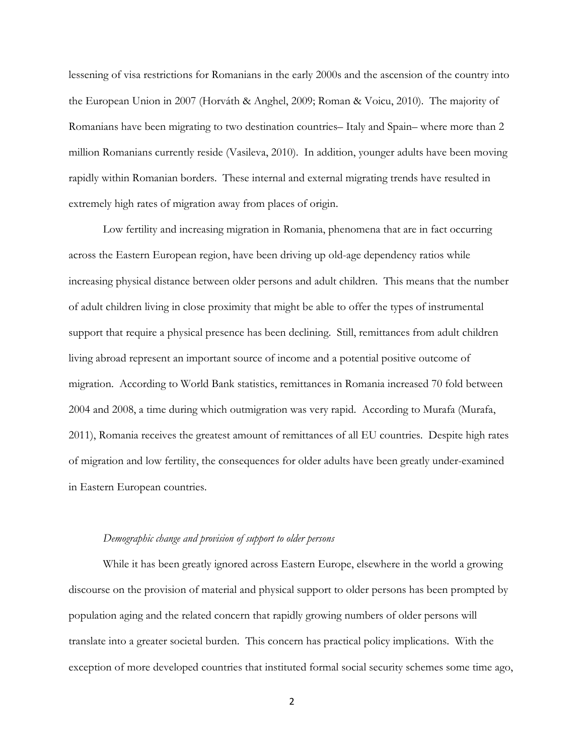lessening of visa restrictions for Romanians in the early 2000s and the ascension of the country into the European Union in 2007 (Horváth & Anghel, 2009; Roman & Voicu, 2010). The majority of Romanians have been migrating to two destination countries– Italy and Spain– where more than 2 million Romanians currently reside (Vasileva, 2010). In addition, younger adults have been moving rapidly within Romanian borders. These internal and external migrating trends have resulted in extremely high rates of migration away from places of origin.

Low fertility and increasing migration in Romania, phenomena that are in fact occurring across the Eastern European region, have been driving up old-age dependency ratios while increasing physical distance between older persons and adult children. This means that the number of adult children living in close proximity that might be able to offer the types of instrumental support that require a physical presence has been declining. Still, remittances from adult children living abroad represent an important source of income and a potential positive outcome of migration. According to World Bank statistics, remittances in Romania increased 70 fold between 2004 and 2008, a time during which outmigration was very rapid. According to Murafa (Murafa, 2011), Romania receives the greatest amount of remittances of all EU countries. Despite high rates of migration and low fertility, the consequences for older adults have been greatly under-examined in Eastern European countries.

*Demographic change and provision of support to older persons*

While it has been greatly ignored across Eastern Europe, elsewhere in the world a growing discourse on the provision of material and physical support to older persons has been prompted by population aging and the related concern that rapidly growing numbers of older persons will translate into a greater societal burden. This concern has practical policy implications. With the exception of more developed countries that instituted formal social security schemes some time ago,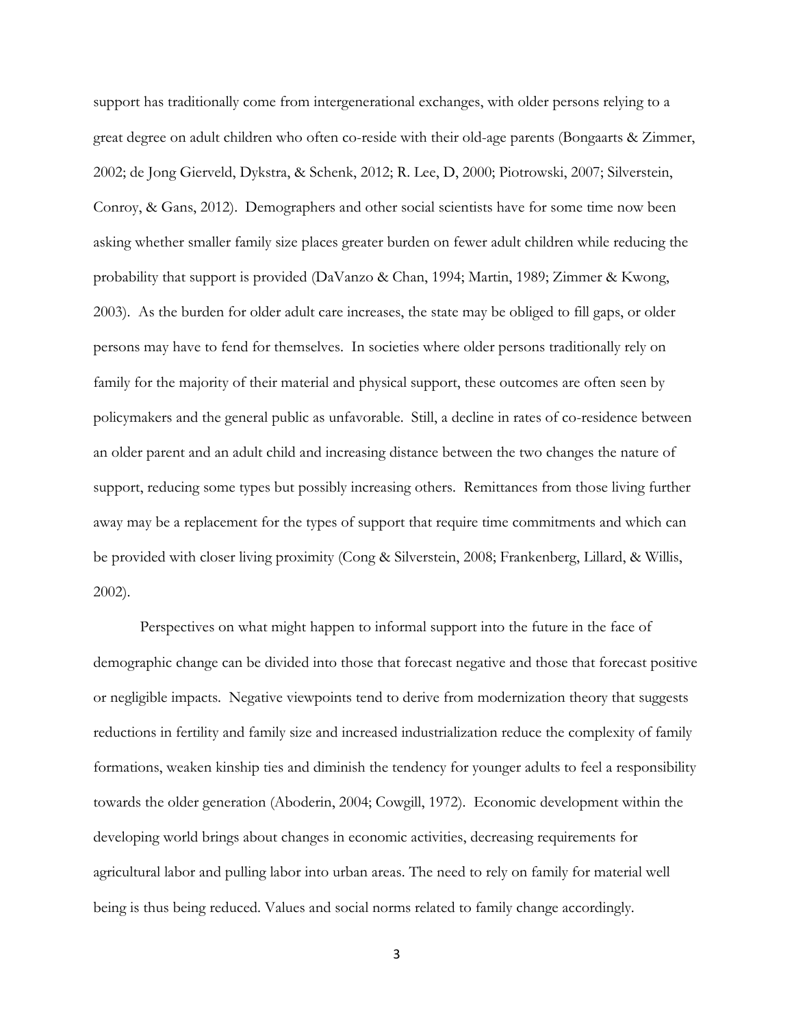support has traditionally come from intergenerational exchanges, with older persons relying to a great degree on adult children who often co-reside with their old-age parents (Bongaarts & Zimmer, 2002; de Jong Gierveld, Dykstra, & Schenk, 2012; R. Lee, D, 2000; Piotrowski, 2007; Silverstein, Conroy, & Gans, 2012). Demographers and other social scientists have for some time now been asking whether smaller family size places greater burden on fewer adult children while reducing the probability that support is provided (DaVanzo & Chan, 1994; Martin, 1989; Zimmer & Kwong, 2003). As the burden for older adult care increases, the state may be obliged to fill gaps, or older persons may have to fend for themselves. In societies where older persons traditionally rely on family for the majority of their material and physical support, these outcomes are often seen by policymakers and the general public as unfavorable. Still, a decline in rates of co-residence between an older parent and an adult child and increasing distance between the two changes the nature of support, reducing some types but possibly increasing others. Remittances from those living further away may be a replacement for the types of support that require time commitments and which can be provided with closer living proximity (Cong & Silverstein, 2008; Frankenberg, Lillard, & Willis, 2002).

Perspectives on what might happen to informal support into the future in the face of demographic change can be divided into those that forecast negative and those that forecast positive or negligible impacts. Negative viewpoints tend to derive from modernization theory that suggests reductions in fertility and family size and increased industrialization reduce the complexity of family formations, weaken kinship ties and diminish the tendency for younger adults to feel a responsibility towards the older generation (Aboderin, 2004; Cowgill, 1972). Economic development within the developing world brings about changes in economic activities, decreasing requirements for agricultural labor and pulling labor into urban areas. The need to rely on family for material well being is thus being reduced. Values and social norms related to family change accordingly.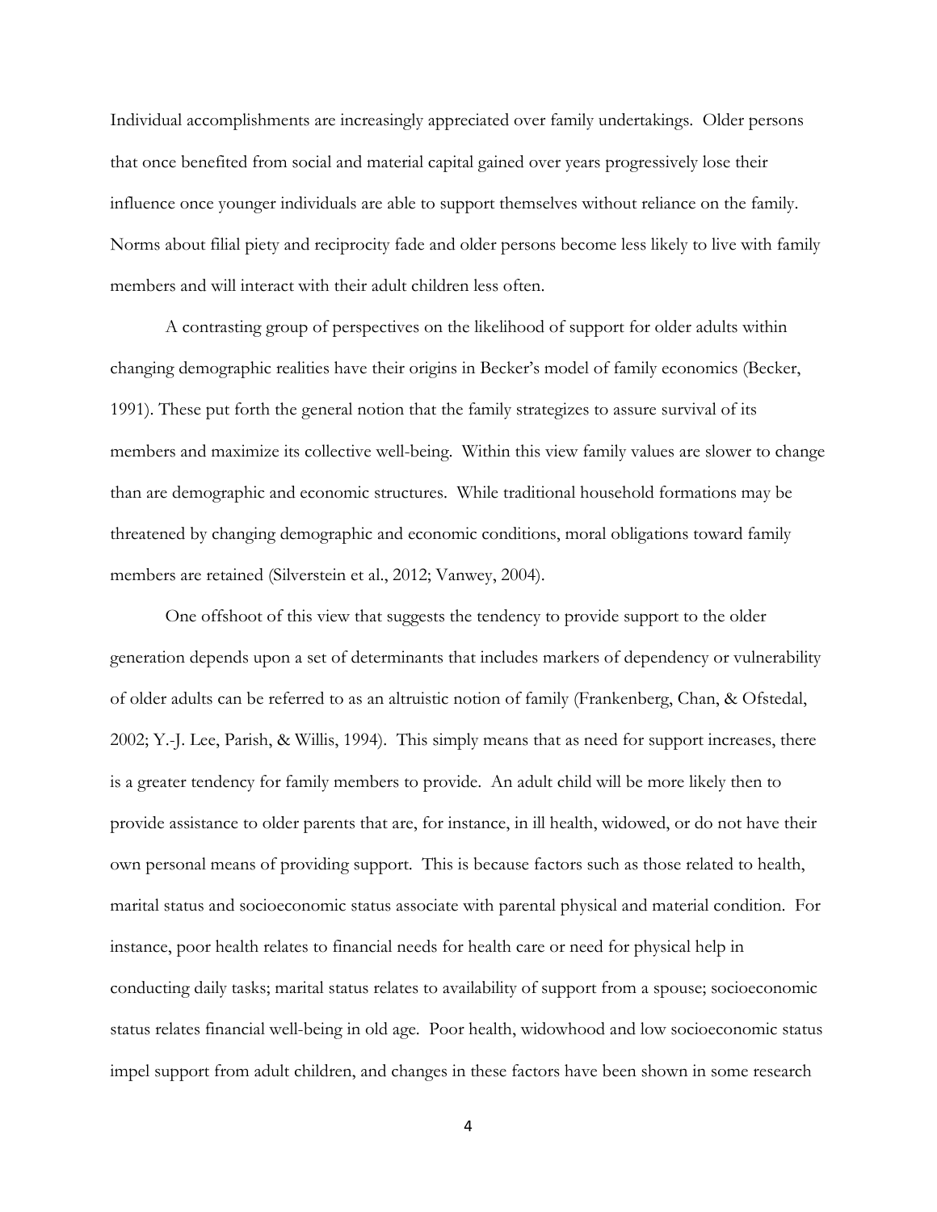Individual accomplishments are increasingly appreciated over family undertakings. Older persons that once benefited from social and material capital gained over years progressively lose their influence once younger individuals are able to support themselves without reliance on the family. Norms about filial piety and reciprocity fade and older persons become less likely to live with family members and will interact with their adult children less often.

A contrasting group of perspectives on the likelihood of support for older adults within changing demographic realities have their origins in Becker's model of family economics (Becker, 1991). These put forth the general notion that the family strategizes to assure survival of its members and maximize its collective well-being. Within this view family values are slower to change than are demographic and economic structures. While traditional household formations may be threatened by changing demographic and economic conditions, moral obligations toward family members are retained (Silverstein et al., 2012; Vanwey, 2004).

One offshoot of this view that suggests the tendency to provide support to the older generation depends upon a set of determinants that includes markers of dependency or vulnerability of older adults can be referred to as an altruistic notion of family (Frankenberg, Chan, & Ofstedal, 2002; Y.-J. Lee, Parish, & Willis, 1994). This simply means that as need for support increases, there is a greater tendency for family members to provide. An adult child will be more likely then to provide assistance to older parents that are, for instance, in ill health, widowed, or do not have their own personal means of providing support. This is because factors such as those related to health, marital status and socioeconomic status associate with parental physical and material condition. For instance, poor health relates to financial needs for health care or need for physical help in conducting daily tasks; marital status relates to availability of support from a spouse; socioeconomic status relates financial well-being in old age. Poor health, widowhood and low socioeconomic status impel support from adult children, and changes in these factors have been shown in some research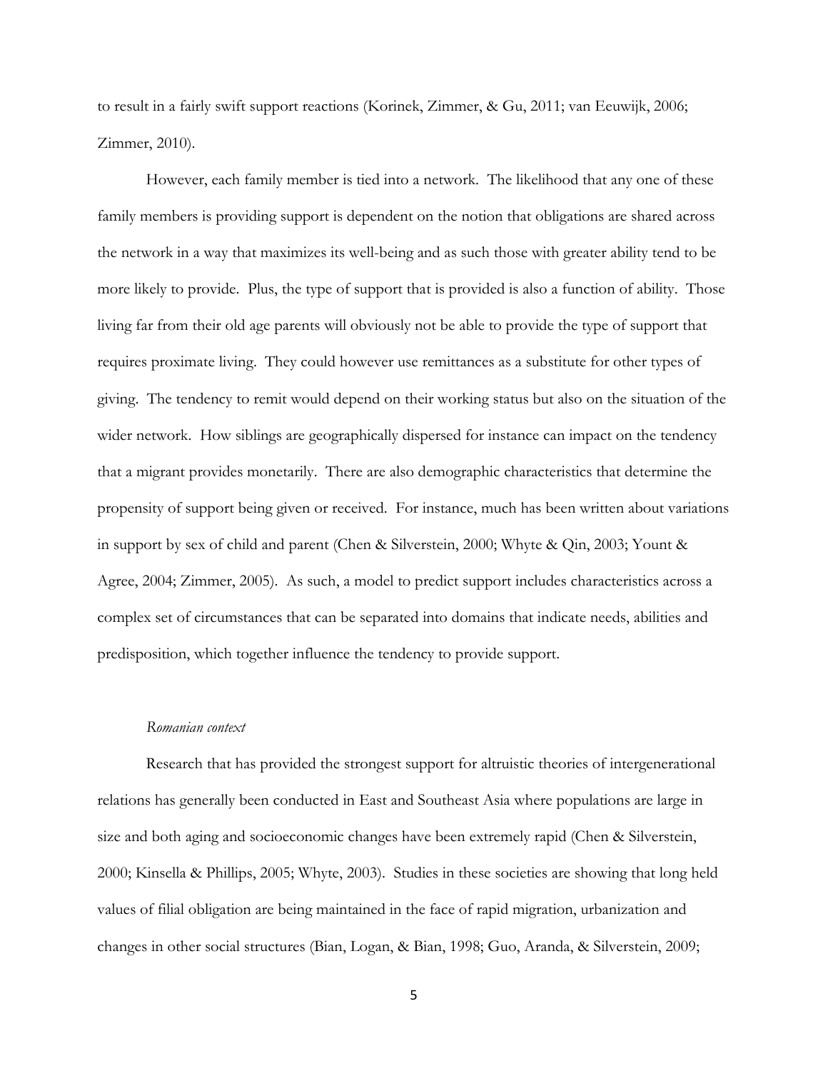to result in a fairly swift support reactions (Korinek, Zimmer, & Gu, 2011; van Eeuwijk, 2006; Zimmer, 2010).

However, each family member is tied into a network. The likelihood that any one of these family members is providing support is dependent on the notion that obligations are shared across the network in a way that maximizes its well-being and as such those with greater ability tend to be more likely to provide. Plus, the type of support that is provided is also a function of ability. Those living far from their old age parents will obviously not be able to provide the type of support that requires proximate living. They could however use remittances as a substitute for other types of giving. The tendency to remit would depend on their working status but also on the situation of the wider network. How siblings are geographically dispersed for instance can impact on the tendency that a migrant provides monetarily. There are also demographic characteristics that determine the propensity of support being given or received. For instance, much has been written about variations in support by sex of child and parent (Chen & Silverstein, 2000; Whyte & Qin, 2003; Yount & Agree, 2004; Zimmer, 2005). As such, a model to predict support includes characteristics across a complex set of circumstances that can be separated into domains that indicate needs, abilities and predisposition, which together influence the tendency to provide support.

### *Romanian context*

Research that has provided the strongest support for altruistic theories of intergenerational relations has generally been conducted in East and Southeast Asia where populations are large in size and both aging and socioeconomic changes have been extremely rapid (Chen & Silverstein, 2000; Kinsella & Phillips, 2005; Whyte, 2003). Studies in these societies are showing that long held values of filial obligation are being maintained in the face of rapid migration, urbanization and changes in other social structures (Bian, Logan, & Bian, 1998; Guo, Aranda, & Silverstein, 2009;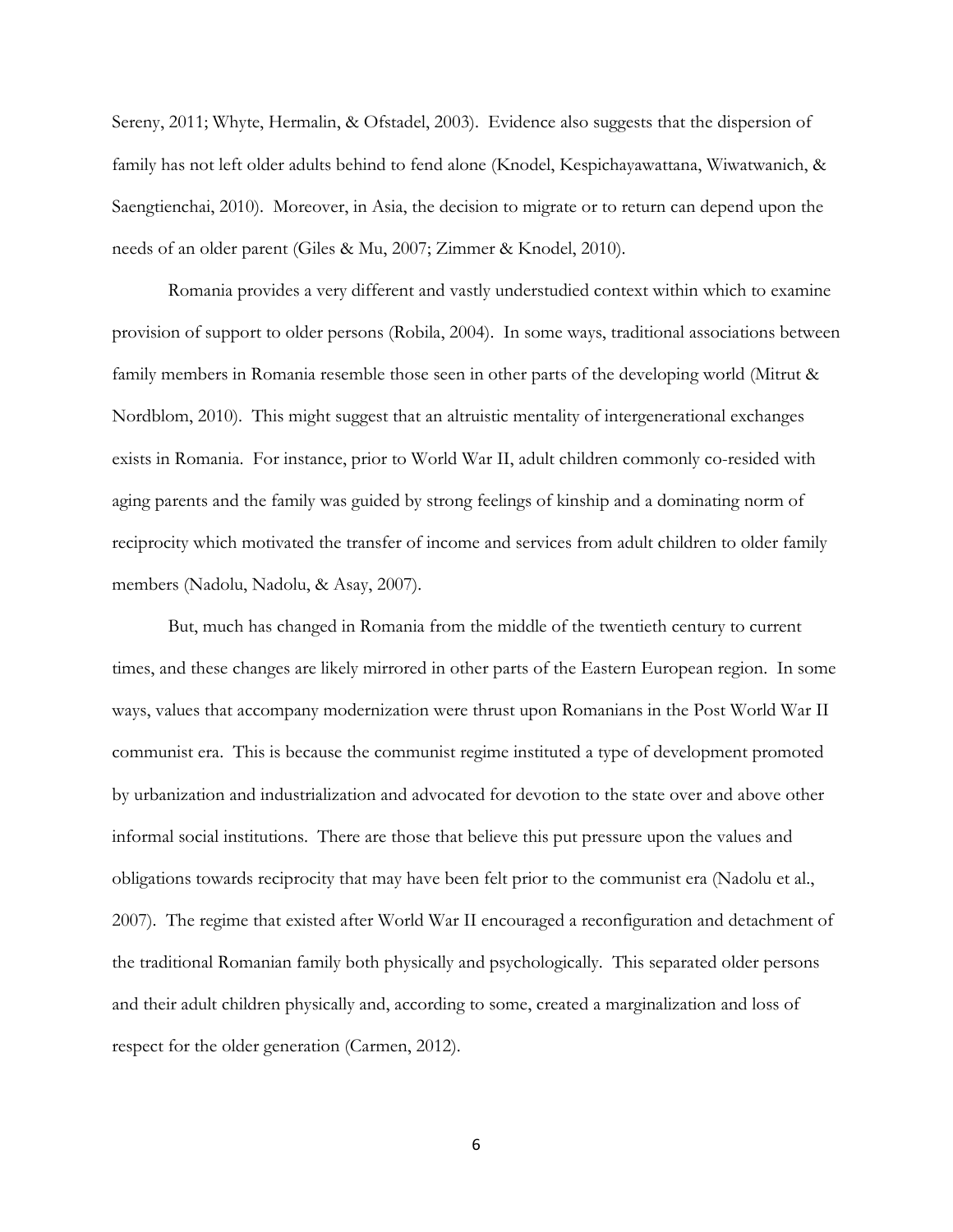Sereny, 2011; Whyte, Hermalin, & Ofstadel, 2003). Evidence also suggests that the dispersion of family has not left older adults behind to fend alone (Knodel, Kespichayawattana, Wiwatwanich, & Saengtienchai, 2010). Moreover, in Asia, the decision to migrate or to return can depend upon the needs of an older parent (Giles & Mu, 2007; Zimmer & Knodel, 2010).

Romania provides a very different and vastly understudied context within which to examine provision of support to older persons (Robila, 2004). In some ways, traditional associations between family members in Romania resemble those seen in other parts of the developing world (Mitrut & Nordblom, 2010). This might suggest that an altruistic mentality of intergenerational exchanges exists in Romania. For instance, prior to World War II, adult children commonly co-resided with aging parents and the family was guided by strong feelings of kinship and a dominating norm of reciprocity which motivated the transfer of income and services from adult children to older family members (Nadolu, Nadolu, & Asay, 2007).

But, much has changed in Romania from the middle of the twentieth century to current times, and these changes are likely mirrored in other parts of the Eastern European region. In some ways, values that accompany modernization were thrust upon Romanians in the Post World War II communist era. This is because the communist regime instituted a type of development promoted by urbanization and industrialization and advocated for devotion to the state over and above other informal social institutions. There are those that believe this put pressure upon the values and obligations towards reciprocity that may have been felt prior to the communist era (Nadolu et al., 2007). The regime that existed after World War II encouraged a reconfiguration and detachment of the traditional Romanian family both physically and psychologically. This separated older persons and their adult children physically and, according to some, created a marginalization and loss of respect for the older generation (Carmen, 2012).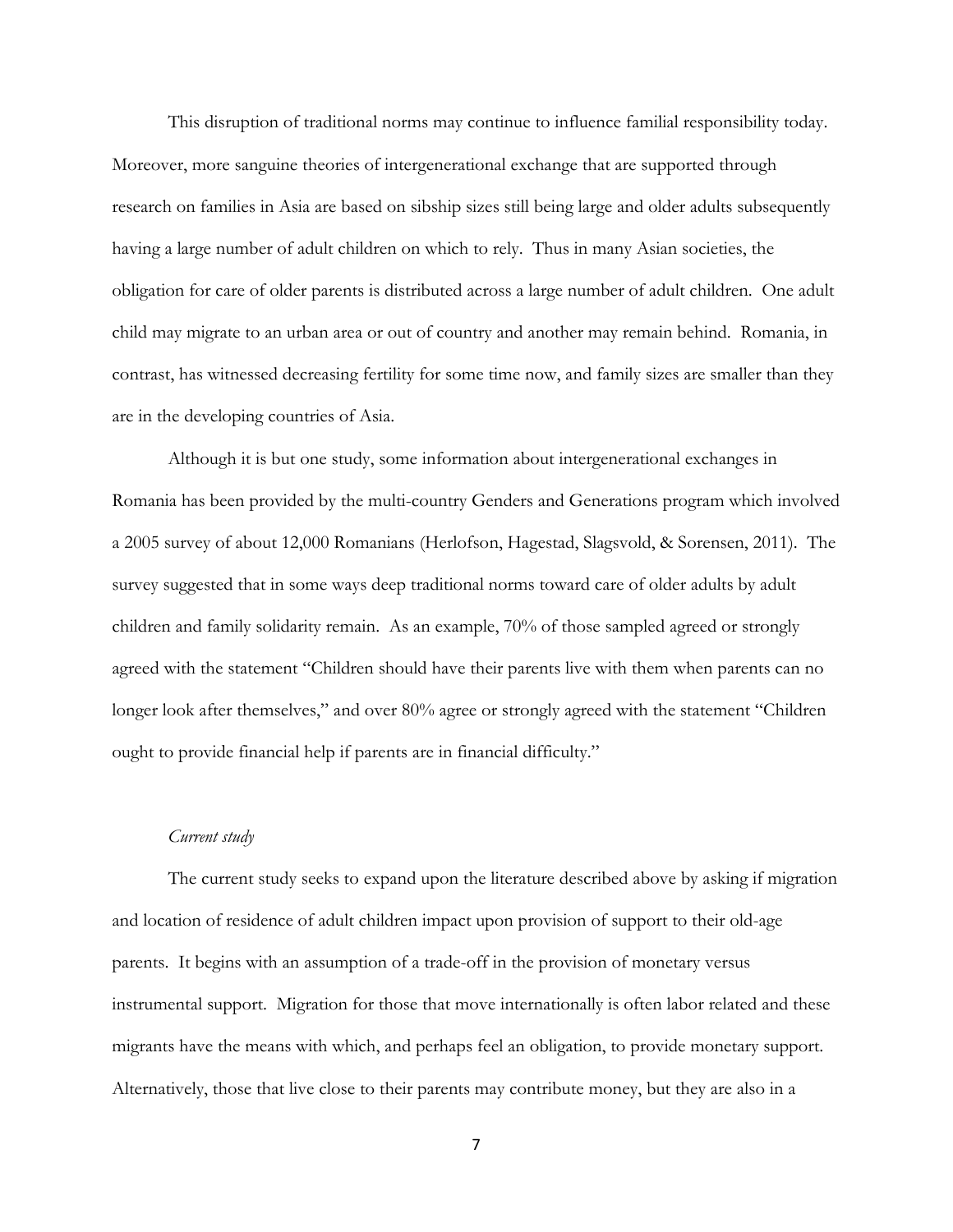This disruption of traditional norms may continue to influence familial responsibility today. Moreover, more sanguine theories of intergenerational exchange that are supported through research on families in Asia are based on sibship sizes still being large and older adults subsequently having a large number of adult children on which to rely. Thus in many Asian societies, the obligation for care of older parents is distributed across a large number of adult children. One adult child may migrate to an urban area or out of country and another may remain behind. Romania, in contrast, has witnessed decreasing fertility for some time now, and family sizes are smaller than they are in the developing countries of Asia.

Although it is but one study, some information about intergenerational exchanges in Romania has been provided by the multi-country Genders and Generations program which involved a 2005 survey of about 12,000 Romanians (Herlofson, Hagestad, Slagsvold, & Sorensen, 2011). The survey suggested that in some ways deep traditional norms toward care of older adults by adult children and family solidarity remain. As an example, 70% of those sampled agreed or strongly agreed with the statement "Children should have their parents live with them when parents can no longer look after themselves," and over 80% agree or strongly agreed with the statement "Children ought to provide financial help if parents are in financial difficulty."

*Current study*

The current study seeks to expand upon the literature described above by asking if migration and location of residence of adult children impact upon provision of support to their old-age parents. It begins with an assumption of a trade-off in the provision of monetary versus instrumental support. Migration for those that move internationally is often labor related and these migrants have the means with which, and perhaps feel an obligation, to provide monetary support. Alternatively, those that live close to their parents may contribute money, but they are also in a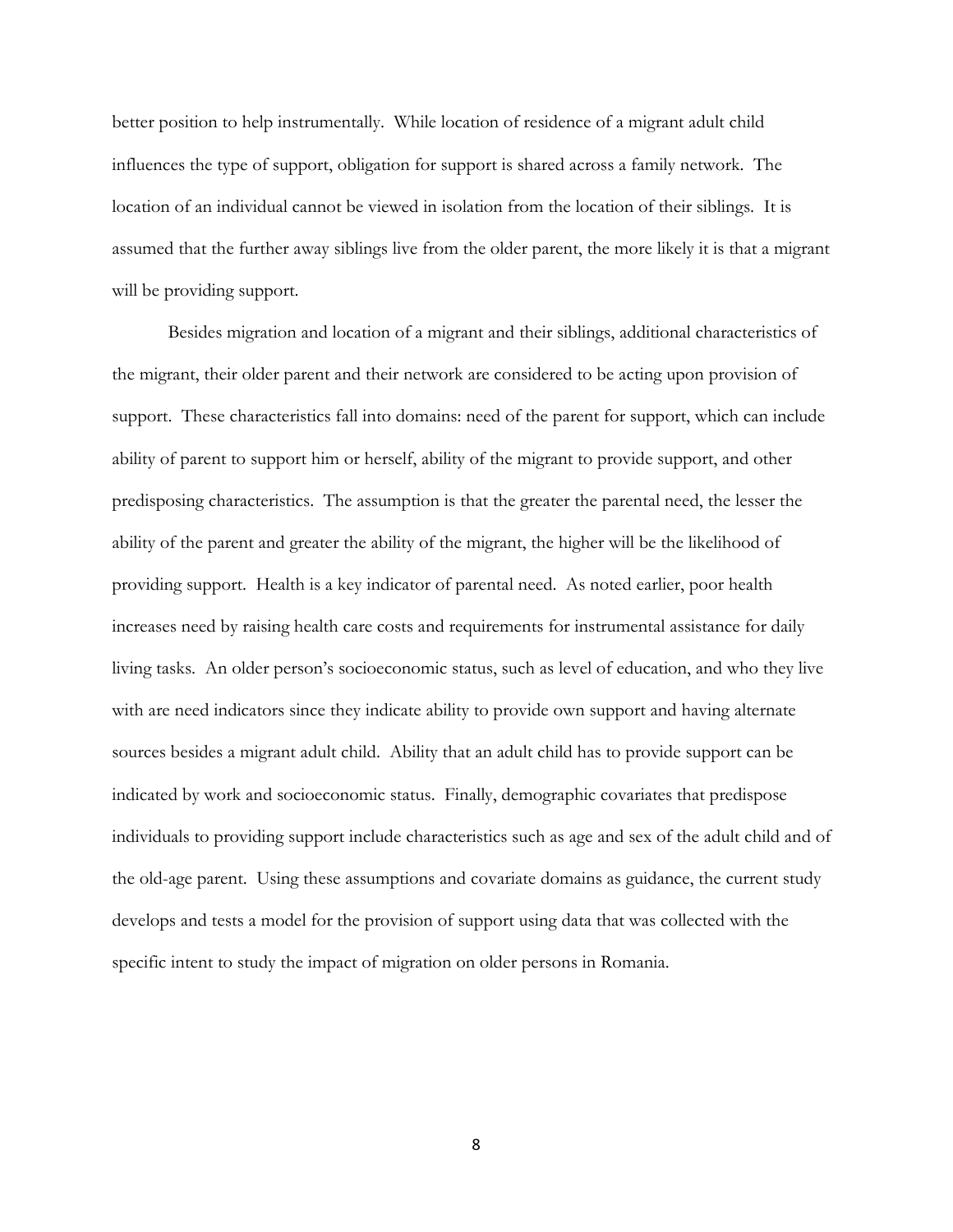better position to help instrumentally. While location of residence of a migrant adult child influences the type of support, obligation for support is shared across a family network. The location of an individual cannot be viewed in isolation from the location of their siblings. It is assumed that the further away siblings live from the older parent, the more likely it is that a migrant will be providing support.

Besides migration and location of a migrant and their siblings, additional characteristics of the migrant, their older parent and their network are considered to be acting upon provision of support. These characteristics fall into domains: need of the parent for support, which can include ability of parent to support him or herself, ability of the migrant to provide support, and other predisposing characteristics. The assumption is that the greater the parental need, the lesser the ability of the parent and greater the ability of the migrant, the higher will be the likelihood of providing support. Health is a key indicator of parental need. As noted earlier, poor health increases need by raising health care costs and requirements for instrumental assistance for daily living tasks. An older person's socioeconomic status, such as level of education, and who they live with are need indicators since they indicate ability to provide own support and having alternate sources besides a migrant adult child. Ability that an adult child has to provide support can be indicated by work and socioeconomic status. Finally, demographic covariates that predispose individuals to providing support include characteristics such as age and sex of the adult child and of the old-age parent. Using these assumptions and covariate domains as guidance, the current study develops and tests a model for the provision of support using data that was collected with the specific intent to study the impact of migration on older persons in Romania.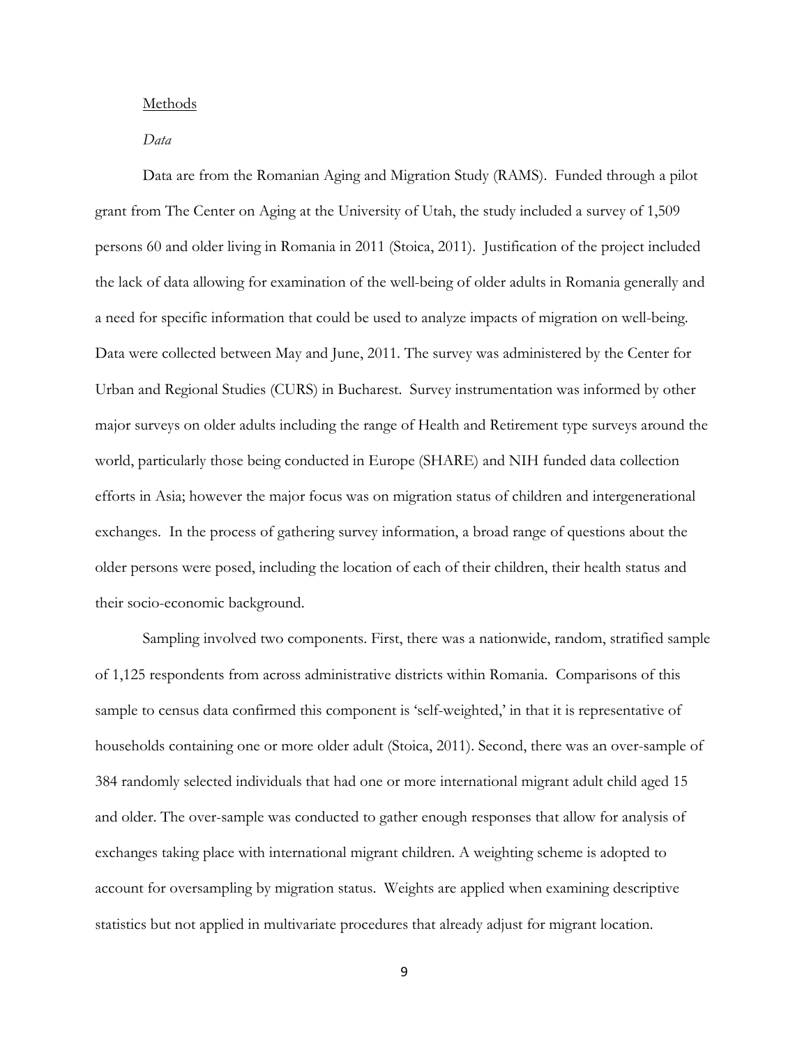## Methods

### *Data*

Data are from the Romanian Aging and Migration Study (RAMS). Funded through a pilot grant from The Center on Aging at the University of Utah, the study included a survey of 1,509 persons 60 and older living in Romania in 2011 (Stoica, 2011). Justification of the project included the lack of data allowing for examination of the well-being of older adults in Romania generally and a need for specific information that could be used to analyze impacts of migration on well-being. Data were collected between May and June, 2011. The survey was administered by the Center for Urban and Regional Studies (CURS) in Bucharest. Survey instrumentation was informed by other major surveys on older adults including the range of Health and Retirement type surveys around the world, particularly those being conducted in Europe (SHARE) and NIH funded data collection efforts in Asia; however the major focus was on migration status of children and intergenerational exchanges. In the process of gathering survey information, a broad range of questions about the older persons were posed, including the location of each of their children, their health status and their socio-economic background.

Sampling involved two components. First, there was a nationwide, random, stratified sample of 1,125 respondents from across administrative districts within Romania. Comparisons of this sample to census data confirmed this component is 'self-weighted,' in that it is representative of households containing one or more older adult (Stoica, 2011). Second, there was an over-sample of 384 randomly selected individuals that had one or more international migrant adult child aged 15 and older. The over-sample was conducted to gather enough responses that allow for analysis of exchanges taking place with international migrant children. A weighting scheme is adopted to account for oversampling by migration status. Weights are applied when examining descriptive statistics but not applied in multivariate procedures that already adjust for migrant location.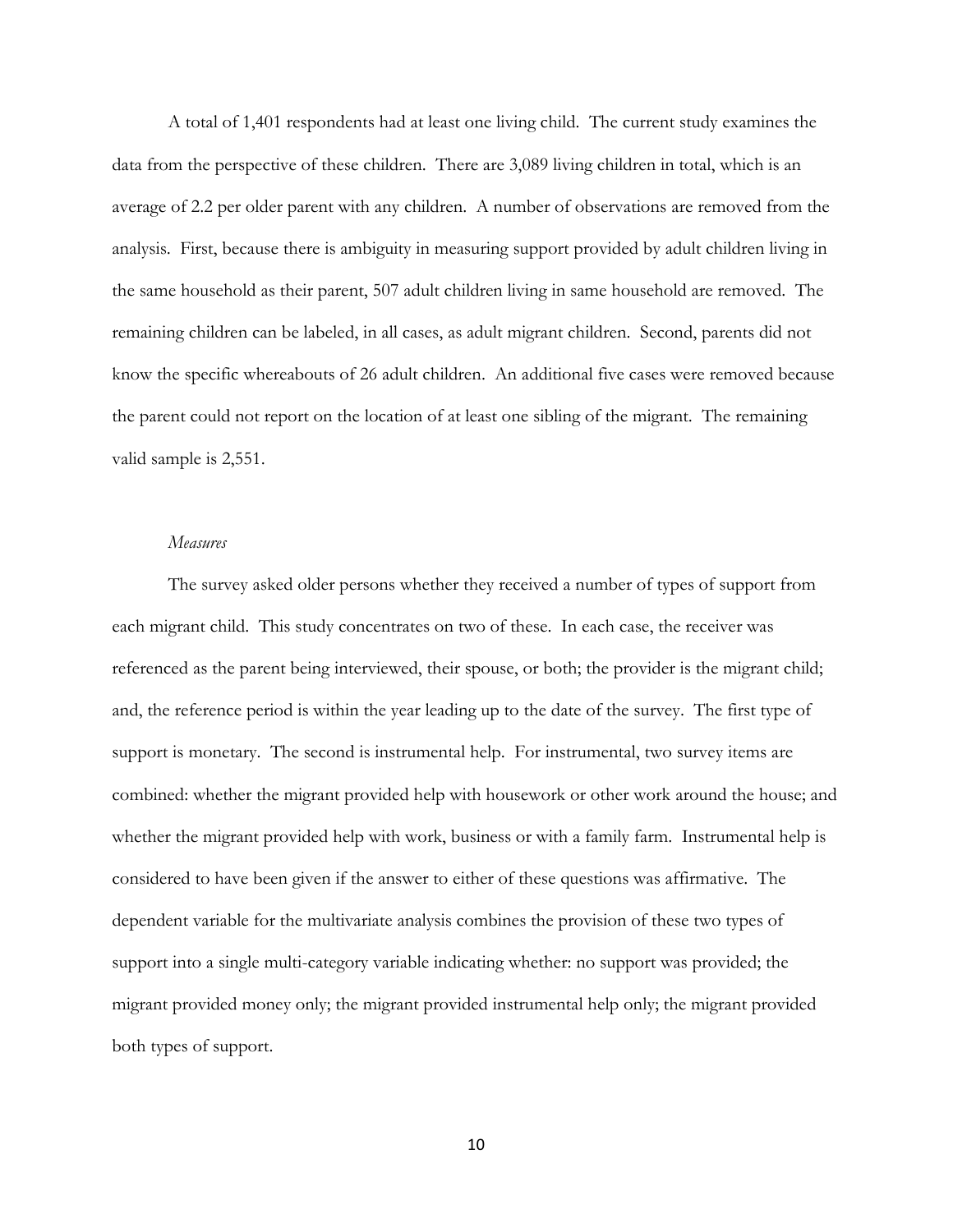A total of 1,401 respondents had at least one living child. The current study examines the data from the perspective of these children. There are 3,089 living children in total, which is an average of 2.2 per older parent with any children. A number of observations are removed from the analysis. First, because there is ambiguity in measuring support provided by adult children living in the same household as their parent, 507 adult children living in same household are removed. The remaining children can be labeled, in all cases, as adult migrant children. Second, parents did not know the specific whereabouts of 26 adult children. An additional five cases were removed because the parent could not report on the location of at least one sibling of the migrant. The remaining valid sample is 2,551.

*Measures*

The survey asked older persons whether they received a number of types of support from each migrant child. This study concentrates on two of these. In each case, the receiver was referenced as the parent being interviewed, their spouse, or both; the provider is the migrant child; and, the reference period is within the year leading up to the date of the survey. The first type of support is monetary. The second is instrumental help. For instrumental, two survey items are combined: whether the migrant provided help with housework or other work around the house; and whether the migrant provided help with work, business or with a family farm. Instrumental help is considered to have been given if the answer to either of these questions was affirmative. The dependent variable for the multivariate analysis combines the provision of these two types of support into a single multi-category variable indicating whether: no support was provided; the migrant provided money only; the migrant provided instrumental help only; the migrant provided both types of support.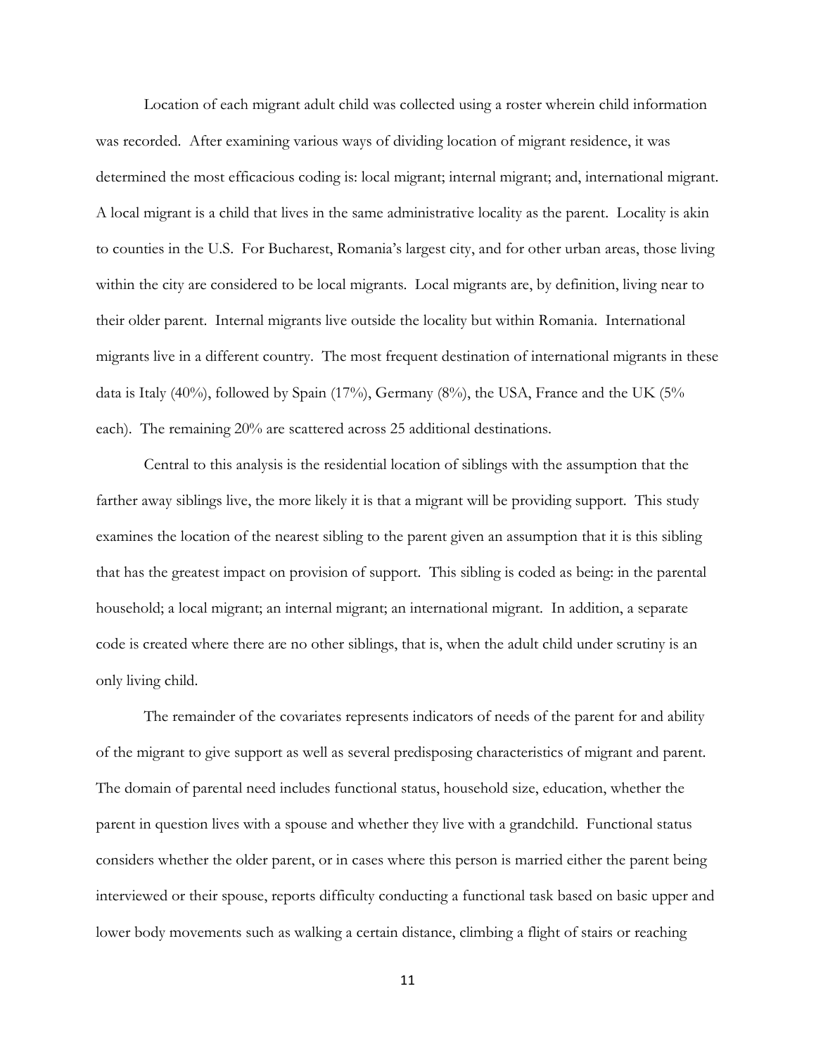Location of each migrant adult child was collected using a roster wherein child information was recorded. After examining various ways of dividing location of migrant residence, it was determined the most efficacious coding is: local migrant; internal migrant; and, international migrant. A local migrant is a child that lives in the same administrative locality as the parent. Locality is akin to counties in the U.S. For Bucharest, Romania's largest city, and for other urban areas, those living within the city are considered to be local migrants. Local migrants are, by definition, living near to their older parent. Internal migrants live outside the locality but within Romania. International migrants live in a different country. The most frequent destination of international migrants in these data is Italy (40%), followed by Spain (17%), Germany (8%), the USA, France and the UK (5% each). The remaining 20% are scattered across 25 additional destinations.

Central to this analysis is the residential location of siblings with the assumption that the farther away siblings live, the more likely it is that a migrant will be providing support. This study examines the location of the nearest sibling to the parent given an assumption that it is this sibling that has the greatest impact on provision of support. This sibling is coded as being: in the parental household; a local migrant; an internal migrant; an international migrant. In addition, a separate code is created where there are no other siblings, that is, when the adult child under scrutiny is an only living child.

The remainder of the covariates represents indicators of needs of the parent for and ability of the migrant to give support as well as several predisposing characteristics of migrant and parent. The domain of parental need includes functional status, household size, education, whether the parent in question lives with a spouse and whether they live with a grandchild. Functional status considers whether the older parent, or in cases where this person is married either the parent being interviewed or their spouse, reports difficulty conducting a functional task based on basic upper and lower body movements such as walking a certain distance, climbing a flight of stairs or reaching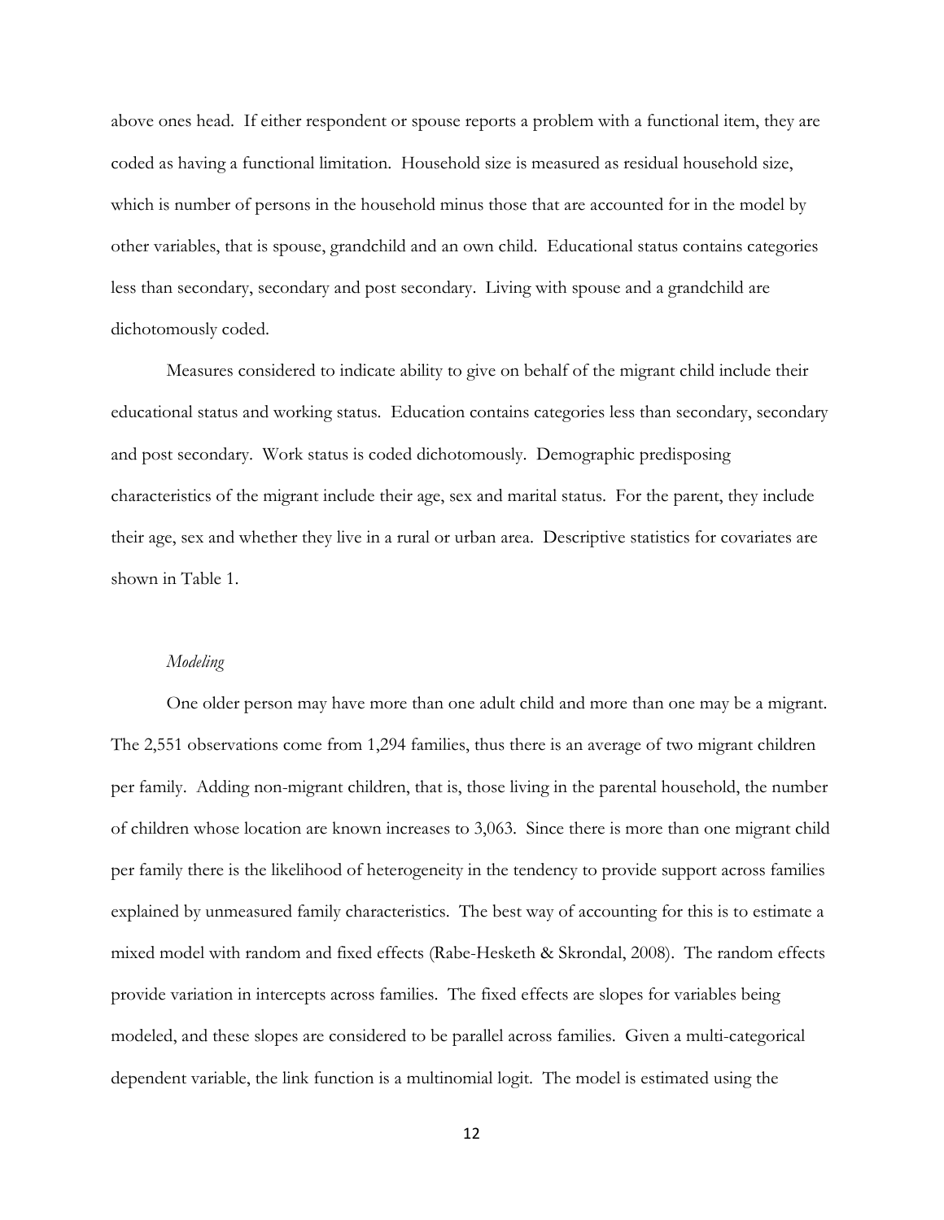above ones head. If either respondent or spouse reports a problem with a functional item, they are coded as having a functional limitation. Household size is measured as residual household size, which is number of persons in the household minus those that are accounted for in the model by other variables, that is spouse, grandchild and an own child. Educational status contains categories less than secondary, secondary and post secondary. Living with spouse and a grandchild are dichotomously coded.

Measures considered to indicate ability to give on behalf of the migrant child include their educational status and working status. Education contains categories less than secondary, secondary and post secondary. Work status is coded dichotomously. Demographic predisposing characteristics of the migrant include their age, sex and marital status. For the parent, they include their age, sex and whether they live in a rural or urban area. Descriptive statistics for covariates are shown in Table 1.

*Modeling*

One older person may have more than one adult child and more than one may be a migrant. The 2,551 observations come from 1,294 families, thus there is an average of two migrant children per family. Adding non-migrant children, that is, those living in the parental household, the number of children whose location are known increases to 3,063. Since there is more than one migrant child per family there is the likelihood of heterogeneity in the tendency to provide support across families explained by unmeasured family characteristics. The best way of accounting for this is to estimate a mixed model with random and fixed effects (Rabe-Hesketh & Skrondal, 2008). The random effects provide variation in intercepts across families. The fixed effects are slopes for variables being modeled, and these slopes are considered to be parallel across families. Given a multi-categorical dependent variable, the link function is a multinomial logit. The model is estimated using the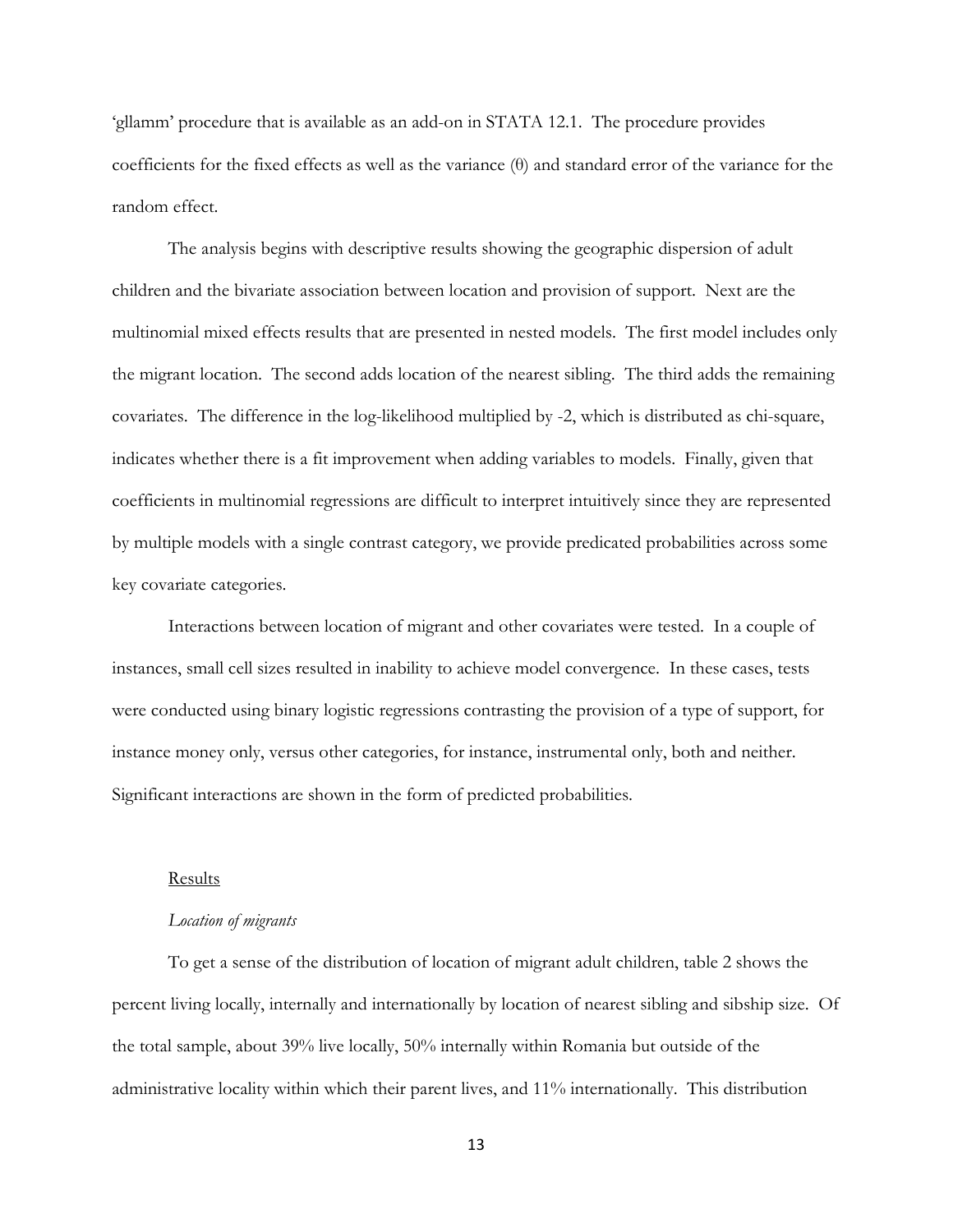'gllamm' procedure that is available as an add-on in STATA 12.1. The procedure provides coefficients for the fixed effects as well as the variance (θ) and standard error of the variance for the random effect.

The analysis begins with descriptive results showing the geographic dispersion of adult children and the bivariate association between location and provision of support. Next are the multinomial mixed effects results that are presented in nested models. The first model includes only the migrant location. The second adds location of the nearest sibling. The third adds the remaining covariates. The difference in the log-likelihood multiplied by -2, which is distributed as chi-square, indicates whether there is a fit improvement when adding variables to models. Finally, given that coefficients in multinomial regressions are difficult to interpret intuitively since they are represented by multiple models with a single contrast category, we provide predicated probabilities across some key covariate categories.

Interactions between location of migrant and other covariates were tested. In a couple of instances, small cell sizes resulted in inability to achieve model convergence. In these cases, tests were conducted using binary logistic regressions contrasting the provision of a type of support, for instance money only, versus other categories, for instance, instrumental only, both and neither. Significant interactions are shown in the form of predicted probabilities.

## Results

### *Location of migrants*

To get a sense of the distribution of location of migrant adult children, table 2 shows the percent living locally, internally and internationally by location of nearest sibling and sibship size. Of the total sample, about 39% live locally, 50% internally within Romania but outside of the administrative locality within which their parent lives, and 11% internationally. This distribution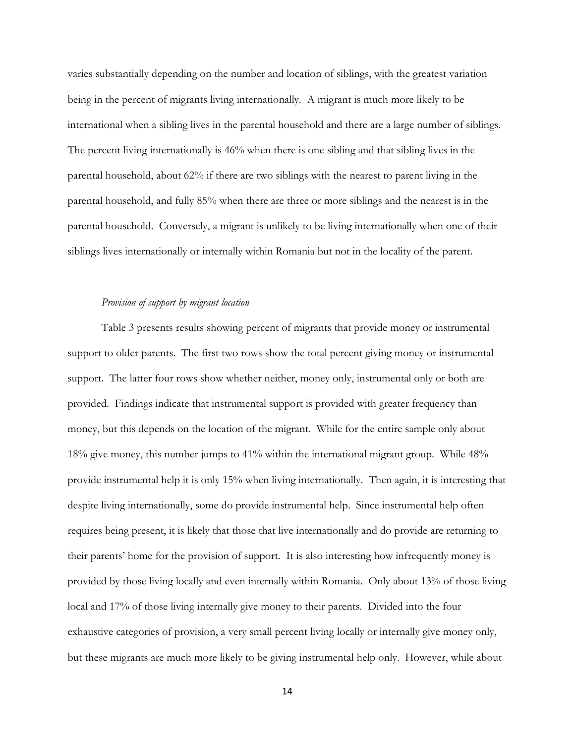varies substantially depending on the number and location of siblings, with the greatest variation being in the percent of migrants living internationally. A migrant is much more likely to be international when a sibling lives in the parental household and there are a large number of siblings. The percent living internationally is 46% when there is one sibling and that sibling lives in the parental household, about 62% if there are two siblings with the nearest to parent living in the parental household, and fully 85% when there are three or more siblings and the nearest is in the parental household. Conversely, a migrant is unlikely to be living internationally when one of their siblings lives internationally or internally within Romania but not in the locality of the parent.

*Provision of support by migrant location*

Table 3 presents results showing percent of migrants that provide money or instrumental support to older parents. The first two rows show the total percent giving money or instrumental support. The latter four rows show whether neither, money only, instrumental only or both are provided. Findings indicate that instrumental support is provided with greater frequency than money, but this depends on the location of the migrant. While for the entire sample only about 18% give money, this number jumps to 41% within the international migrant group. While 48% provide instrumental help it is only 15% when living internationally. Then again, it is interesting that despite living internationally, some do provide instrumental help. Since instrumental help often requires being present, it is likely that those that live internationally and do provide are returning to their parents' home for the provision of support. It is also interesting how infrequently money is provided by those living locally and even internally within Romania. Only about 13% of those living local and 17% of those living internally give money to their parents. Divided into the four exhaustive categories of provision, a very small percent living locally or internally give money only, but these migrants are much more likely to be giving instrumental help only. However, while about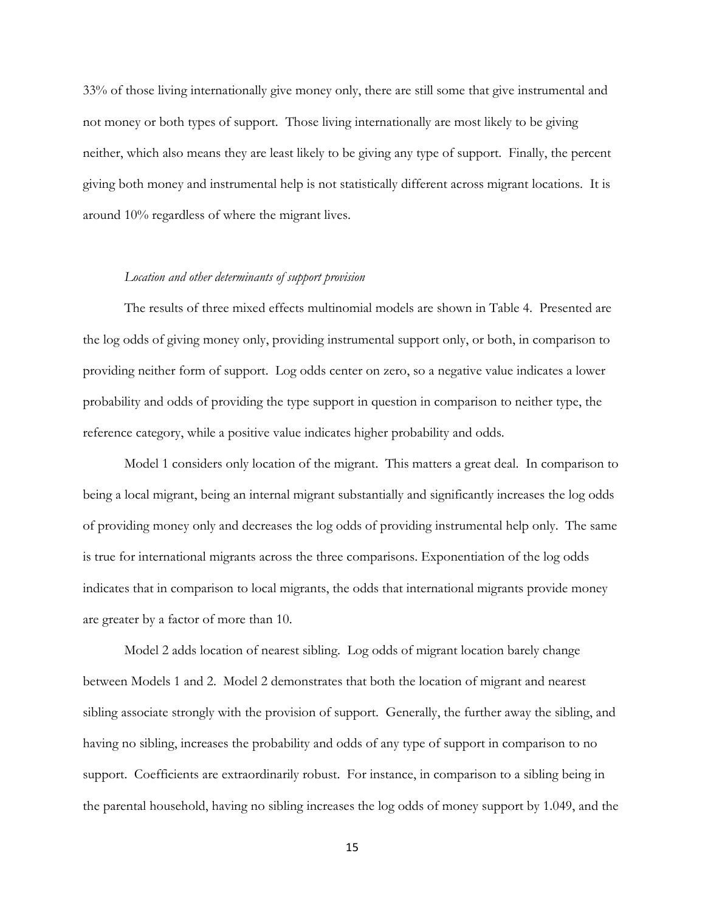33% of those living internationally give money only, there are still some that give instrumental and not money or both types of support. Those living internationally are most likely to be giving neither, which also means they are least likely to be giving any type of support. Finally, the percent giving both money and instrumental help is not statistically different across migrant locations. It is around 10% regardless of where the migrant lives.

*Location and other determinants of support provision*

The results of three mixed effects multinomial models are shown in Table 4. Presented are the log odds of giving money only, providing instrumental support only, or both, in comparison to providing neither form of support. Log odds center on zero, so a negative value indicates a lower probability and odds of providing the type support in question in comparison to neither type, the reference category, while a positive value indicates higher probability and odds.

Model 1 considers only location of the migrant. This matters a great deal. In comparison to being a local migrant, being an internal migrant substantially and significantly increases the log odds of providing money only and decreases the log odds of providing instrumental help only. The same is true for international migrants across the three comparisons. Exponentiation of the log odds indicates that in comparison to local migrants, the odds that international migrants provide money are greater by a factor of more than 10.

Model 2 adds location of nearest sibling. Log odds of migrant location barely change between Models 1 and 2. Model 2 demonstrates that both the location of migrant and nearest sibling associate strongly with the provision of support. Generally, the further away the sibling, and having no sibling, increases the probability and odds of any type of support in comparison to no support. Coefficients are extraordinarily robust. For instance, in comparison to a sibling being in the parental household, having no sibling increases the log odds of money support by 1.049, and the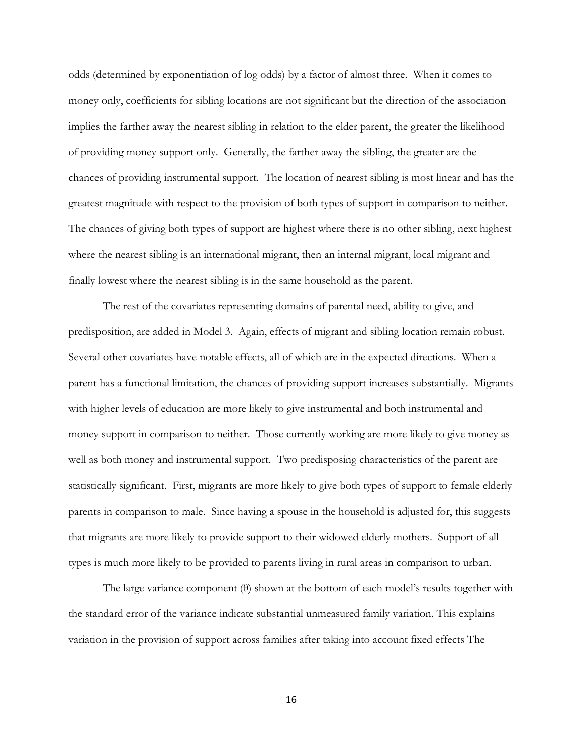odds (determined by exponentiation of log odds) by a factor of almost three. When it comes to money only, coefficients for sibling locations are not significant but the direction of the association implies the farther away the nearest sibling in relation to the elder parent, the greater the likelihood of providing money support only. Generally, the farther away the sibling, the greater are the chances of providing instrumental support. The location of nearest sibling is most linear and has the greatest magnitude with respect to the provision of both types of support in comparison to neither. The chances of giving both types of support are highest where there is no other sibling, next highest where the nearest sibling is an international migrant, then an internal migrant, local migrant and finally lowest where the nearest sibling is in the same household as the parent.

The rest of the covariates representing domains of parental need, ability to give, and predisposition, are added in Model 3. Again, effects of migrant and sibling location remain robust. Several other covariates have notable effects, all of which are in the expected directions. When a parent has a functional limitation, the chances of providing support increases substantially. Migrants with higher levels of education are more likely to give instrumental and both instrumental and money support in comparison to neither. Those currently working are more likely to give money as well as both money and instrumental support. Two predisposing characteristics of the parent are statistically significant. First, migrants are more likely to give both types of support to female elderly parents in comparison to male. Since having a spouse in the household is adjusted for, this suggests that migrants are more likely to provide support to their widowed elderly mothers. Support of all types is much more likely to be provided to parents living in rural areas in comparison to urban.

The large variance component (θ) shown at the bottom of each model's results together with the standard error of the variance indicate substantial unmeasured family variation. This explains variation in the provision of support across families after taking into account fixed effects The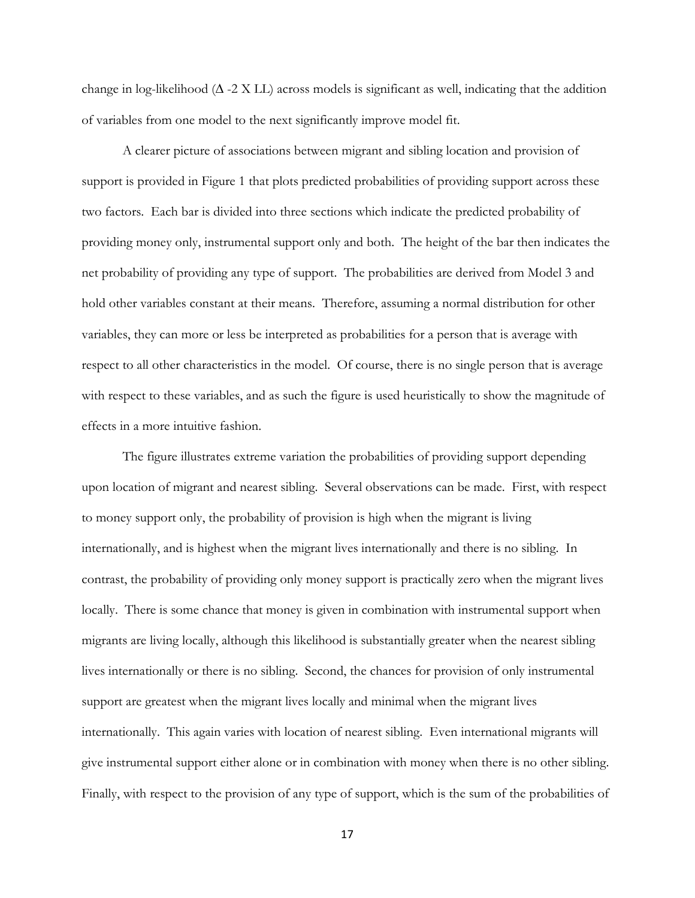change in log-likelihood ($\Delta$ -2 X LL) across models is significant as well, indicating that the addition of variables from one model to the next significantly improve model fit.

A clearer picture of associations between migrant and sibling location and provision of support is provided in Figure 1 that plots predicted probabilities of providing support across these two factors. Each bar is divided into three sections which indicate the predicted probability of providing money only, instrumental support only and both. The height of the bar then indicates the net probability of providing any type of support. The probabilities are derived from Model 3 and hold other variables constant at their means. Therefore, assuming a normal distribution for other variables, they can more or less be interpreted as probabilities for a person that is average with respect to all other characteristics in the model. Of course, there is no single person that is average with respect to these variables, and as such the figure is used heuristically to show the magnitude of effects in a more intuitive fashion.

The figure illustrates extreme variation the probabilities of providing support depending upon location of migrant and nearest sibling. Several observations can be made. First, with respect to money support only, the probability of provision is high when the migrant is living internationally, and is highest when the migrant lives internationally and there is no sibling. In contrast, the probability of providing only money support is practically zero when the migrant lives locally. There is some chance that money is given in combination with instrumental support when migrants are living locally, although this likelihood is substantially greater when the nearest sibling lives internationally or there is no sibling. Second, the chances for provision of only instrumental support are greatest when the migrant lives locally and minimal when the migrant lives internationally. This again varies with location of nearest sibling. Even international migrants will give instrumental support either alone or in combination with money when there is no other sibling. Finally, with respect to the provision of any type of support, which is the sum of the probabilities of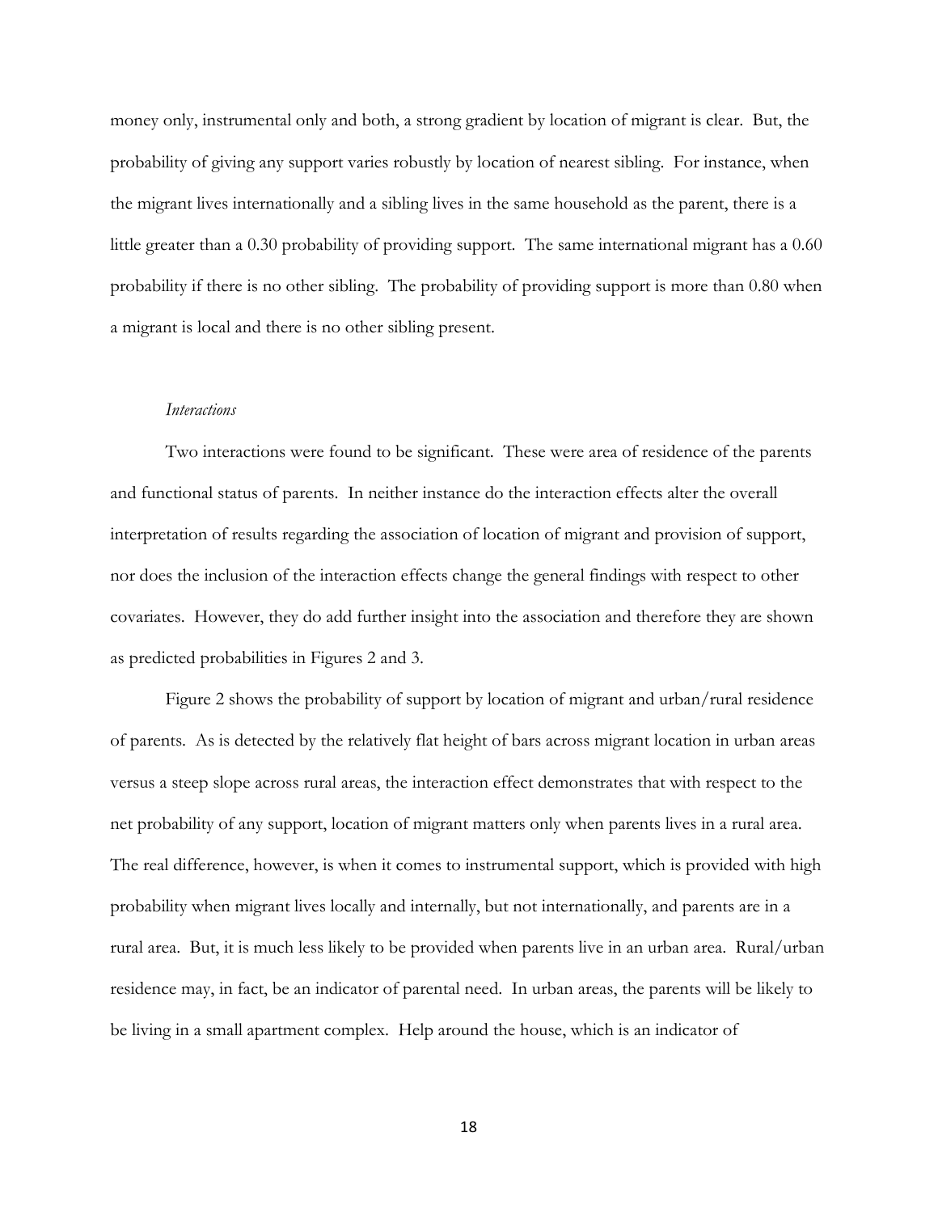money only, instrumental only and both, a strong gradient by location of migrant is clear. But, the probability of giving any support varies robustly by location of nearest sibling. For instance, when the migrant lives internationally and a sibling lives in the same household as the parent, there is a little greater than a 0.30 probability of providing support. The same international migrant has a 0.60 probability if there is no other sibling. The probability of providing support is more than 0.80 when a migrant is local and there is no other sibling present.

*Interactions*

Two interactions were found to be significant. These were area of residence of the parents and functional status of parents. In neither instance do the interaction effects alter the overall interpretation of results regarding the association of location of migrant and provision of support, nor does the inclusion of the interaction effects change the general findings with respect to other covariates. However, they do add further insight into the association and therefore they are shown as predicted probabilities in Figures 2 and 3.

Figure 2 shows the probability of support by location of migrant and urban/rural residence of parents. As is detected by the relatively flat height of bars across migrant location in urban areas versus a steep slope across rural areas, the interaction effect demonstrates that with respect to the net probability of any support, location of migrant matters only when parents lives in a rural area. The real difference, however, is when it comes to instrumental support, which is provided with high probability when migrant lives locally and internally, but not internationally, and parents are in a rural area. But, it is much less likely to be provided when parents live in an urban area. Rural/urban residence may, in fact, be an indicator of parental need. In urban areas, the parents will be likely to be living in a small apartment complex. Help around the house, which is an indicator of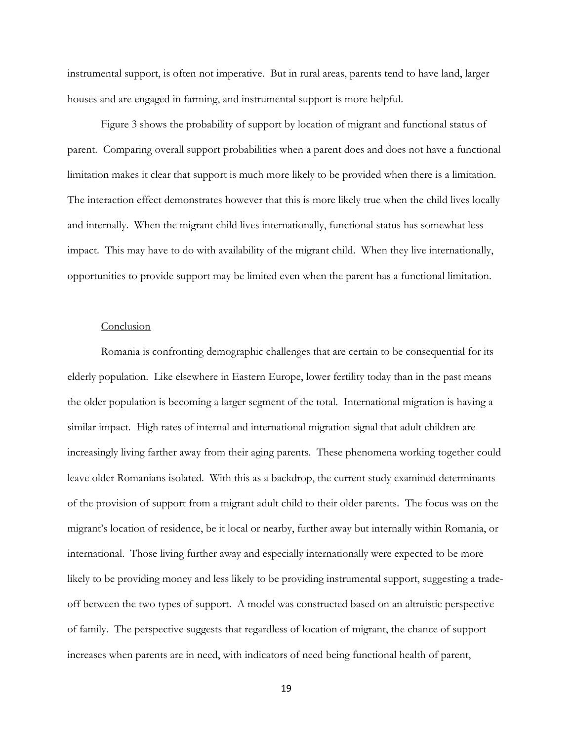instrumental support, is often not imperative. But in rural areas, parents tend to have land, larger houses and are engaged in farming, and instrumental support is more helpful.

Figure 3 shows the probability of support by location of migrant and functional status of parent. Comparing overall support probabilities when a parent does and does not have a functional limitation makes it clear that support is much more likely to be provided when there is a limitation. The interaction effect demonstrates however that this is more likely true when the child lives locally and internally. When the migrant child lives internationally, functional status has somewhat less impact. This may have to do with availability of the migrant child. When they live internationally, opportunities to provide support may be limited even when the parent has a functional limitation.

## Conclusion

Romania is confronting demographic challenges that are certain to be consequential for its elderly population. Like elsewhere in Eastern Europe, lower fertility today than in the past means the older population is becoming a larger segment of the total. International migration is having a similar impact. High rates of internal and international migration signal that adult children are increasingly living farther away from their aging parents. These phenomena working together could leave older Romanians isolated. With this as a backdrop, the current study examined determinants of the provision of support from a migrant adult child to their older parents. The focus was on the migrant's location of residence, be it local or nearby, further away but internally within Romania, or international. Those living further away and especially internationally were expected to be more likely to be providing money and less likely to be providing instrumental support, suggesting a trade-off between the two types of support. A model was constructed based on an altruistic perspective of family. The perspective suggests that regardless of location of migrant, the chance of support increases when parents are in need, with indicators of need being functional health of parent,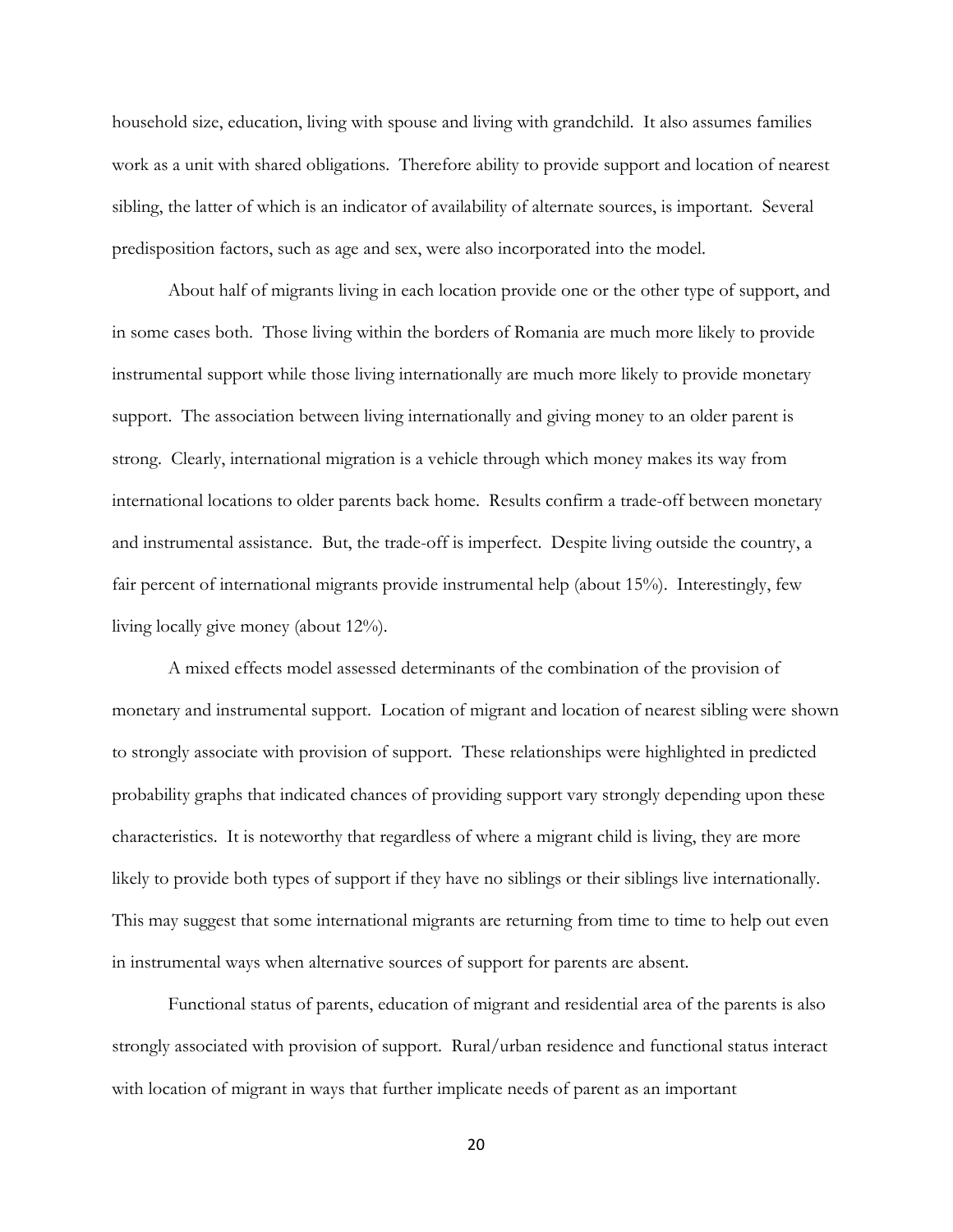household size, education, living with spouse and living with grandchild. It also assumes families work as a unit with shared obligations. Therefore ability to provide support and location of nearest sibling, the latter of which is an indicator of availability of alternate sources, is important. Several predisposition factors, such as age and sex, were also incorporated into the model.

About half of migrants living in each location provide one or the other type of support, and in some cases both. Those living within the borders of Romania are much more likely to provide instrumental support while those living internationally are much more likely to provide monetary support. The association between living internationally and giving money to an older parent is strong. Clearly, international migration is a vehicle through which money makes its way from international locations to older parents back home. Results confirm a trade-off between monetary and instrumental assistance. But, the trade-off is imperfect. Despite living outside the country, a fair percent of international migrants provide instrumental help (about 15%). Interestingly, few living locally give money (about 12%).

A mixed effects model assessed determinants of the combination of the provision of monetary and instrumental support. Location of migrant and location of nearest sibling were shown to strongly associate with provision of support. These relationships were highlighted in predicted probability graphs that indicated chances of providing support vary strongly depending upon these characteristics. It is noteworthy that regardless of where a migrant child is living, they are more likely to provide both types of support if they have no siblings or their siblings live internationally. This may suggest that some international migrants are returning from time to time to help out even in instrumental ways when alternative sources of support for parents are absent.

Functional status of parents, education of migrant and residential area of the parents is also strongly associated with provision of support. Rural/urban residence and functional status interact with location of migrant in ways that further implicate needs of parent as an important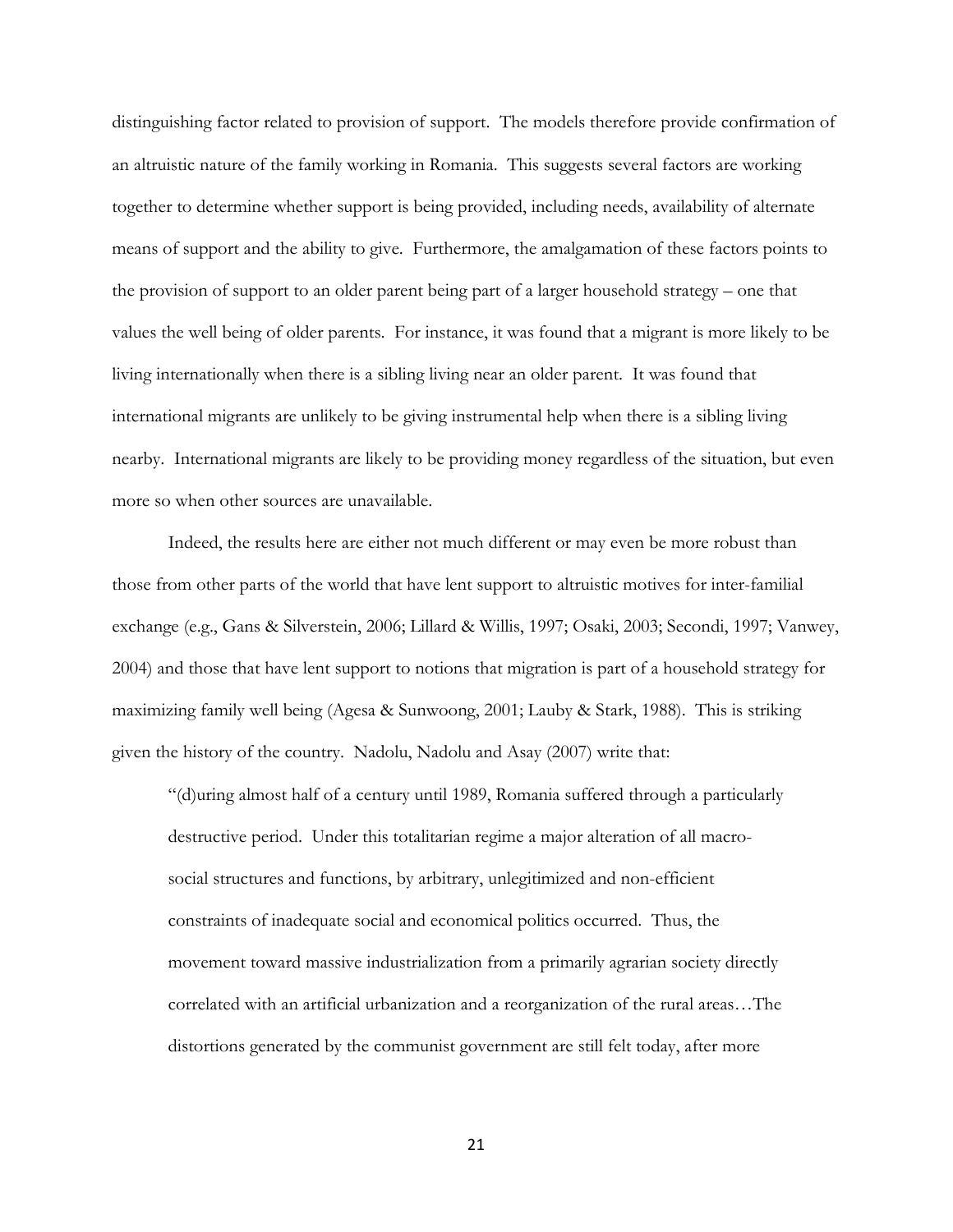distinguishing factor related to provision of support. The models therefore provide confirmation of an altruistic nature of the family working in Romania. This suggests several factors are working together to determine whether support is being provided, including needs, availability of alternate means of support and the ability to give. Furthermore, the amalgamation of these factors points to the provision of support to an older parent being part of a larger household strategy – one that values the well being of older parents. For instance, it was found that a migrant is more likely to be living internationally when there is a sibling living near an older parent. It was found that international migrants are unlikely to be giving instrumental help when there is a sibling living nearby. International migrants are likely to be providing money regardless of the situation, but even more so when other sources are unavailable.

Indeed, the results here are either not much different or may even be more robust than those from other parts of the world that have lent support to altruistic motives for inter-familial exchange (e.g., Gans & Silverstein, 2006; Lillard & Willis, 1997; Osaki, 2003; Secondi, 1997; Vanwey, 2004) and those that have lent support to notions that migration is part of a household strategy for maximizing family well being (Agesa & Sunwoong, 2001; Lauby & Stark, 1988). This is striking given the history of the country. Nadolu, Nadolu and Asay (2007) write that:

> "(d)uring almost half of a century until 1989, Romania suffered through a particularly destructive period. Under this totalitarian regime a major alteration of all macro-social structures and functions, by arbitrary, unlegitimized and non-efficient constraints of inadequate social and economical politics occurred. Thus, the movement toward massive industrialization from a primarily agrarian society directly correlated with an artificial urbanization and a reorganization of the rural areas…The distortions generated by the communist government are still felt today, after more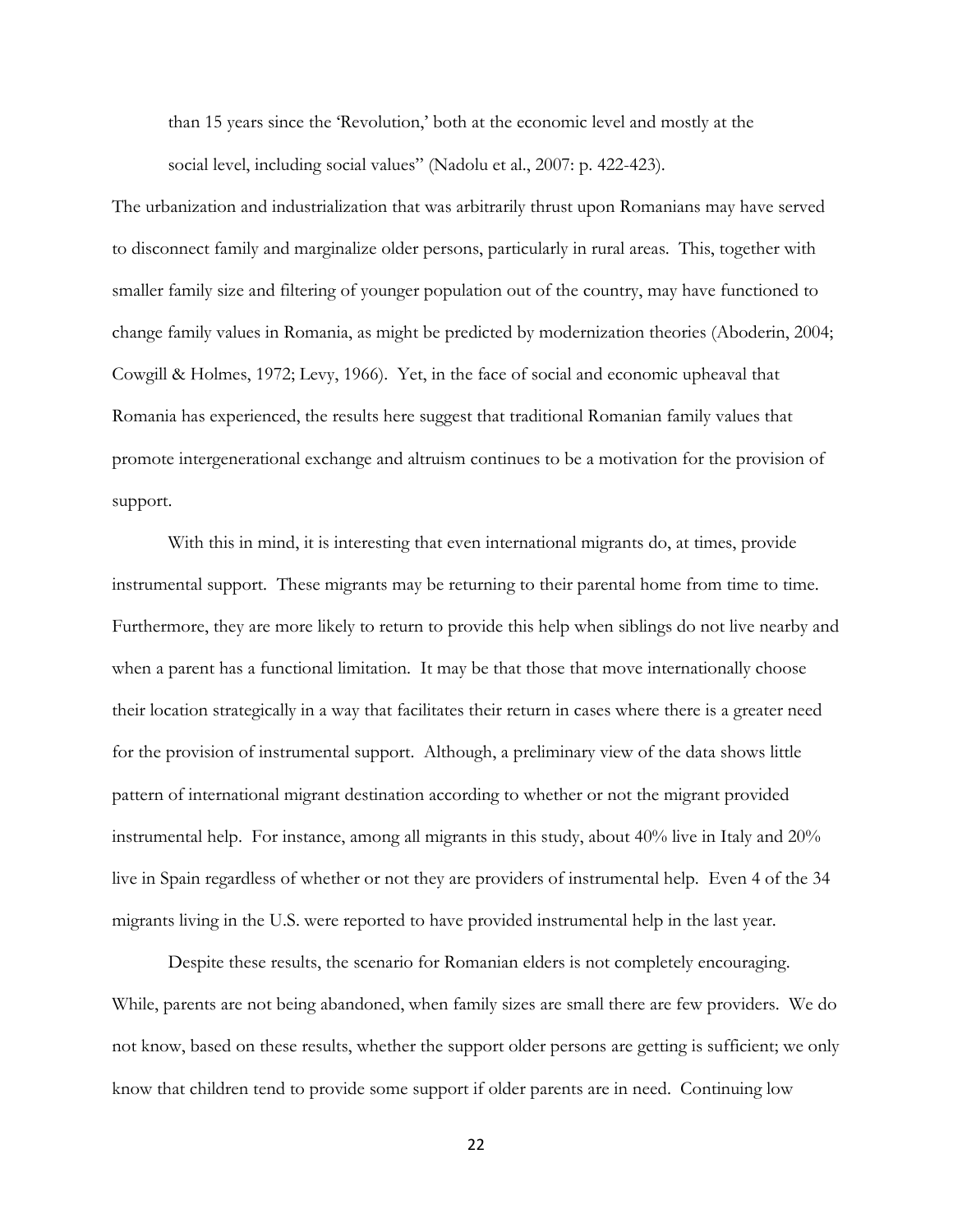> than 15 years since the 'Revolution,' both at the economic level and mostly at the social level, including social values" (Nadolu et al., 2007: p. 422-423).

The urbanization and industrialization that was arbitrarily thrust upon Romanians may have served to disconnect family and marginalize older persons, particularly in rural areas. This, together with smaller family size and filtering of younger population out of the country, may have functioned to change family values in Romania, as might be predicted by modernization theories (Aboderin, 2004; Cowgill & Holmes, 1972; Levy, 1966). Yet, in the face of social and economic upheaval that Romania has experienced, the results here suggest that traditional Romanian family values that promote intergenerational exchange and altruism continues to be a motivation for the provision of support.

With this in mind, it is interesting that even international migrants do, at times, provide instrumental support. These migrants may be returning to their parental home from time to time. Furthermore, they are more likely to return to provide this help when siblings do not live nearby and when a parent has a functional limitation. It may be that those that move internationally choose their location strategically in a way that facilitates their return in cases where there is a greater need for the provision of instrumental support. Although, a preliminary view of the data shows little pattern of international migrant destination according to whether or not the migrant provided instrumental help. For instance, among all migrants in this study, about 40% live in Italy and 20% live in Spain regardless of whether or not they are providers of instrumental help. Even 4 of the 34 migrants living in the U.S. were reported to have provided instrumental help in the last year.

Despite these results, the scenario for Romanian elders is not completely encouraging. While, parents are not being abandoned, when family sizes are small there are few providers. We do not know, based on these results, whether the support older persons are getting is sufficient; we only know that children tend to provide some support if older parents are in need. Continuing low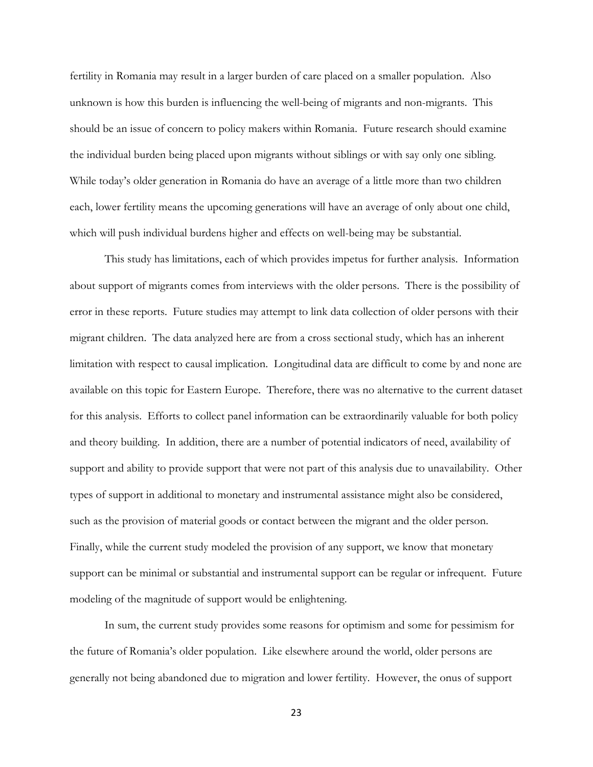fertility in Romania may result in a larger burden of care placed on a smaller population. Also unknown is how this burden is influencing the well-being of migrants and non-migrants. This should be an issue of concern to policy makers within Romania. Future research should examine the individual burden being placed upon migrants without siblings or with say only one sibling. While today's older generation in Romania do have an average of a little more than two children each, lower fertility means the upcoming generations will have an average of only about one child, which will push individual burdens higher and effects on well-being may be substantial.

This study has limitations, each of which provides impetus for further analysis. Information about support of migrants comes from interviews with the older persons. There is the possibility of error in these reports. Future studies may attempt to link data collection of older persons with their migrant children. The data analyzed here are from a cross sectional study, which has an inherent limitation with respect to causal implication. Longitudinal data are difficult to come by and none are available on this topic for Eastern Europe. Therefore, there was no alternative to the current dataset for this analysis. Efforts to collect panel information can be extraordinarily valuable for both policy and theory building. In addition, there are a number of potential indicators of need, availability of support and ability to provide support that were not part of this analysis due to unavailability. Other types of support in additional to monetary and instrumental assistance might also be considered, such as the provision of material goods or contact between the migrant and the older person. Finally, while the current study modeled the provision of any support, we know that monetary support can be minimal or substantial and instrumental support can be regular or infrequent. Future modeling of the magnitude of support would be enlightening.

In sum, the current study provides some reasons for optimism and some for pessimism for the future of Romania's older population. Like elsewhere around the world, older persons are generally not being abandoned due to migration and lower fertility. However, the onus of support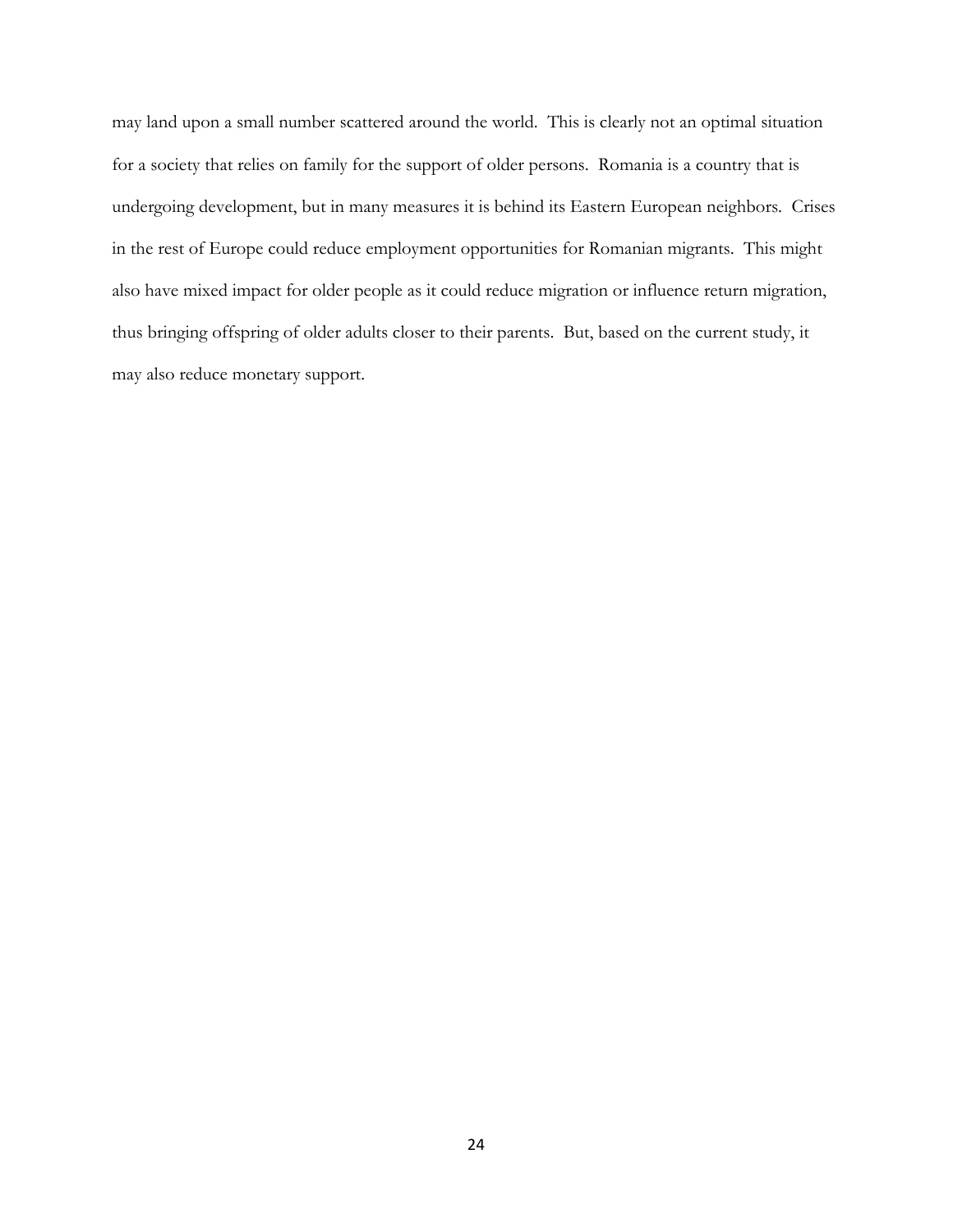may land upon a small number scattered around the world. This is clearly not an optimal situation for a society that relies on family for the support of older persons. Romania is a country that is undergoing development, but in many measures it is behind its Eastern European neighbors. Crises in the rest of Europe could reduce employment opportunities for Romanian migrants. This might also have mixed impact for older people as it could reduce migration or influence return migration, thus bringing offspring of older adults closer to their parents. But, based on the current study, it may also reduce monetary support.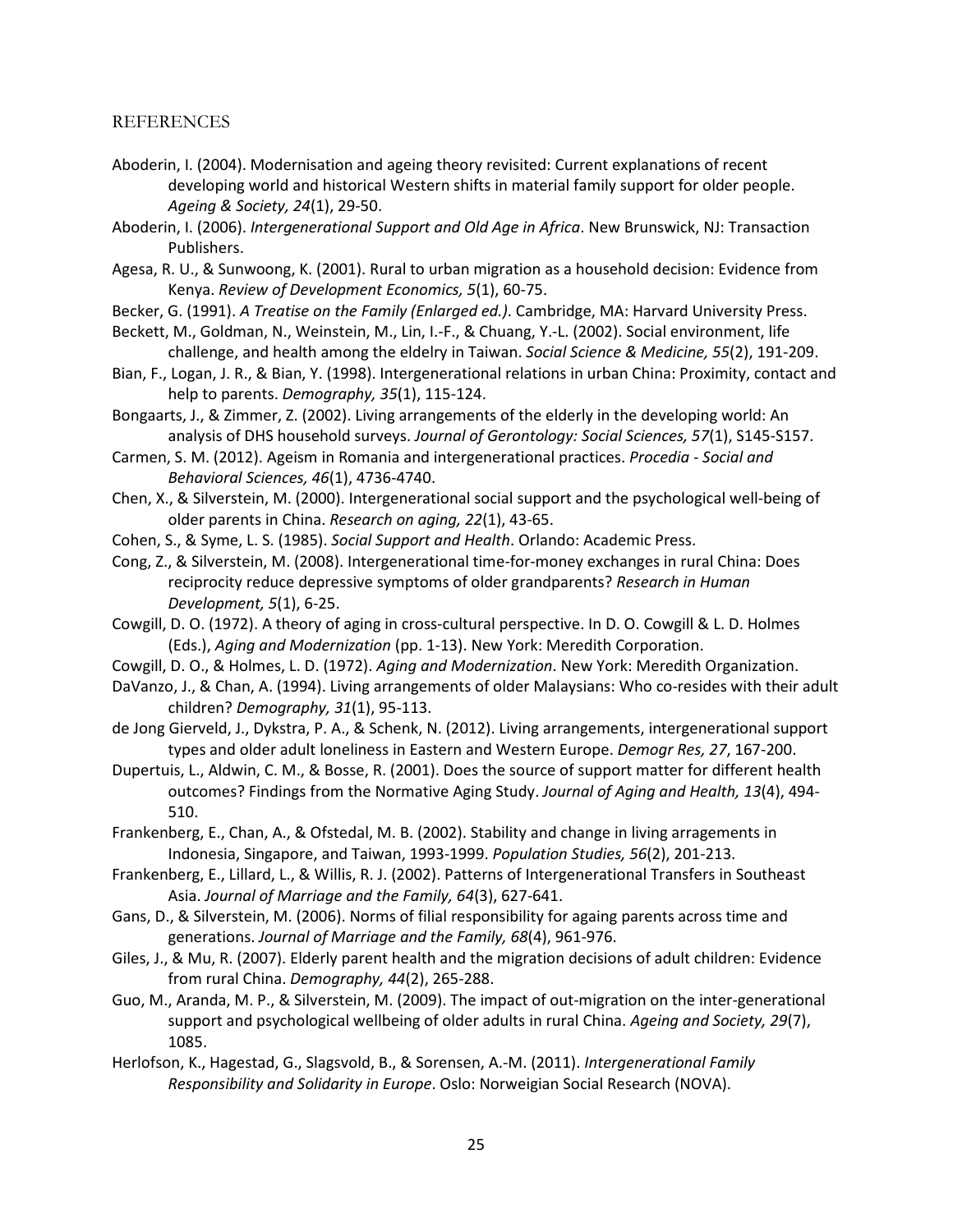## REFERENCES

Aboderin, I. (2004). Modernisation and ageing theory revisited: Current explanations of recent developing world and historical Western shifts in material family support for older people. *Ageing & Society, 24*(1), 29-50.

Aboderin, I. (2006). *Intergenerational Support and Old Age in Africa*. New Brunswick, NJ: Transaction Publishers.

Agesa, R. U., & Sunwoong, K. (2001). Rural to urban migration as a household decision: Evidence from Kenya. *Review of Development Economics, 5*(1), 60-75.

Becker, G. (1991). *A Treatise on the Family (Enlarged ed.)*. Cambridge, MA: Harvard University Press.

Beckett, M., Goldman, N., Weinstein, M., Lin, I.-F., & Chuang, Y.-L. (2002). Social environment, life challenge, and health among the eldelry in Taiwan. *Social Science & Medicine, 55*(2), 191-209.

Bian, F., Logan, J. R., & Bian, Y. (1998). Intergenerational relations in urban China: Proximity, contact and help to parents. *Demography, 35*(1), 115-124.

Bongaarts, J., & Zimmer, Z. (2002). Living arrangements of the elderly in the developing world: An analysis of DHS household surveys. *Journal of Gerontology: Social Sciences, 57*(1), S145-S157.

Carmen, S. M. (2012). Ageism in Romania and intergenerational practices. *Procedia - Social and Behavioral Sciences, 46*(1), 4736-4740.

Chen, X., & Silverstein, M. (2000). Intergenerational social support and the psychological well-being of older parents in China. *Research on aging, 22*(1), 43-65.

Cohen, S., & Syme, L. S. (1985). *Social Support and Health*. Orlando: Academic Press.

Cong, Z., & Silverstein, M. (2008). Intergenerational time-for-money exchanges in rural China: Does reciprocity reduce depressive symptoms of older grandparents? *Research in Human Development, 5*(1), 6-25.

Cowgill, D. O. (1972). A theory of aging in cross-cultural perspective. In D. O. Cowgill & L. D. Holmes (Eds.), *Aging and Modernization* (pp. 1-13). New York: Meredith Corporation.

Cowgill, D. O., & Holmes, L. D. (1972). *Aging and Modernization*. New York: Meredith Organization.

DaVanzo, J., & Chan, A. (1994). Living arrangements of older Malaysians: Who co-resides with their adult children? *Demography, 31*(1), 95-113.

de Jong Gierveld, J., Dykstra, P. A., & Schenk, N. (2012). Living arrangements, intergenerational support types and older adult loneliness in Eastern and Western Europe. *Demogr Res, 27*, 167-200.

Dupertuis, L., Aldwin, C. M., & Bosse, R. (2001). Does the source of support matter for different health outcomes? Findings from the Normative Aging Study. *Journal of Aging and Health, 13*(4), 494-510.

Frankenberg, E., Chan, A., & Ofstedal, M. B. (2002). Stability and change in living arragements in Indonesia, Singapore, and Taiwan, 1993-1999. *Population Studies, 56*(2), 201-213.

Frankenberg, E., Lillard, L., & Willis, R. J. (2002). Patterns of Intergenerational Transfers in Southeast Asia. *Journal of Marriage and the Family, 64*(3), 627-641.

Gans, D., & Silverstein, M. (2006). Norms of filial responsibility for againg parents across time and generations. *Journal of Marriage and the Family, 68*(4), 961-976.

Giles, J., & Mu, R. (2007). Elderly parent health and the migration decisions of adult children: Evidence from rural China. *Demography, 44*(2), 265-288.

Guo, M., Aranda, M. P., & Silverstein, M. (2009). The impact of out-migration on the inter-generational support and psychological wellbeing of older adults in rural China. *Ageing and Society, 29*(7), 1085.

Herlofson, K., Hagestad, G., Slagsvold, B., & Sorensen, A.-M. (2011). *Intergenerational Family Responsibility and Solidarity in Europe*. Oslo: Norweigian Social Research (NOVA).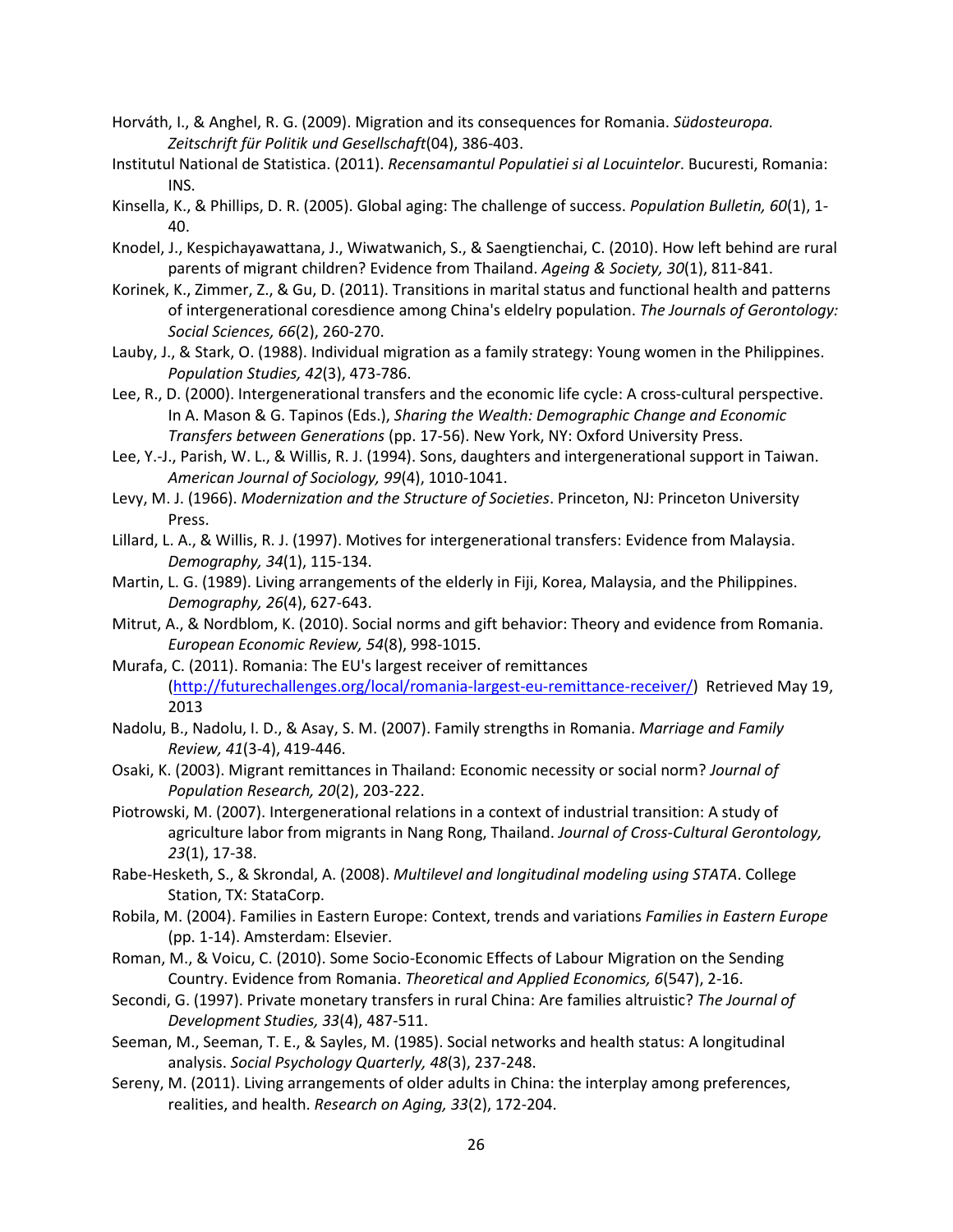Horváth, I., & Anghel, R. G. (2009). Migration and its consequences for Romania. *Südosteuropa. Zeitschrift für Politik und Gesellschaft*(04), 386-403.

Institutul National de Statistica. (2011). *Recensamantul Populatiei si al Locuintelor*. Bucuresti, Romania: INS.

Kinsella, K., & Phillips, D. R. (2005). Global aging: The challenge of success. *Population Bulletin, 60*(1), 1-40.

Knodel, J., Kespichayawattana, J., Wiwatwanich, S., & Saengtienchai, C. (2010). How left behind are rural parents of migrant children? Evidence from Thailand. *Ageing & Society, 30*(1), 811-841.

Korinek, K., Zimmer, Z., & Gu, D. (2011). Transitions in marital status and functional health and patterns of intergenerational coresdience among China's eldelry population. *The Journals of Gerontology: Social Sciences, 66*(2), 260-270.

Lauby, J., & Stark, O. (1988). Individual migration as a family strategy: Young women in the Philippines. *Population Studies, 42*(3), 473-786.

Lee, R., D. (2000). Intergenerational transfers and the economic life cycle: A cross-cultural perspective. In A. Mason & G. Tapinos (Eds.), *Sharing the Wealth: Demographic Change and Economic Transfers between Generations* (pp. 17-56). New York, NY: Oxford University Press.

Lee, Y.-J., Parish, W. L., & Willis, R. J. (1994). Sons, daughters and intergenerational support in Taiwan. *American Journal of Sociology, 99*(4), 1010-1041.

Levy, M. J. (1966). *Modernization and the Structure of Societies*. Princeton, NJ: Princeton University Press.

Lillard, L. A., & Willis, R. J. (1997). Motives for intergenerational transfers: Evidence from Malaysia. *Demography, 34*(1), 115-134.

Martin, L. G. (1989). Living arrangements of the elderly in Fiji, Korea, Malaysia, and the Philippines. *Demography, 26*(4), 627-643.

Mitrut, A., & Nordblom, K. (2010). Social norms and gift behavior: Theory and evidence from Romania. *European Economic Review, 54*(8), 998-1015.

Murafa, C. (2011). Romania: The EU's largest receiver of remittances (http://futurechallenges.org/local/romania-largest-eu-remittance-receiver/) Retrieved May 19, 2013

Nadolu, B., Nadolu, I. D., & Asay, S. M. (2007). Family strengths in Romania. *Marriage and Family Review, 41*(3-4), 419-446.

Osaki, K. (2003). Migrant remittances in Thailand: Economic necessity or social norm? *Journal of Population Research, 20*(2), 203-222.

Piotrowski, M. (2007). Intergenerational relations in a context of industrial transition: A study of agriculture labor from migrants in Nang Rong, Thailand. *Journal of Cross-Cultural Gerontology, 23*(1), 17-38.

Rabe-Hesketh, S., & Skrondal, A. (2008). *Multilevel and longitudinal modeling using STATA*. College Station, TX: StataCorp.

Robila, M. (2004). Families in Eastern Europe: Context, trends and variations *Families in Eastern Europe* (pp. 1-14). Amsterdam: Elsevier.

Roman, M., & Voicu, C. (2010). Some Socio-Economic Effects of Labour Migration on the Sending Country. Evidence from Romania. *Theoretical and Applied Economics, 6*(547), 2-16.

Secondi, G. (1997). Private monetary transfers in rural China: Are families altruistic? *The Journal of Development Studies, 33*(4), 487-511.

Seeman, M., Seeman, T. E., & Sayles, M. (1985). Social networks and health status: A longitudinal analysis. *Social Psychology Quarterly, 48*(3), 237-248.

Sereny, M. (2011). Living arrangements of older adults in China: the interplay among preferences, realities, and health. *Research on Aging, 33*(2), 172-204.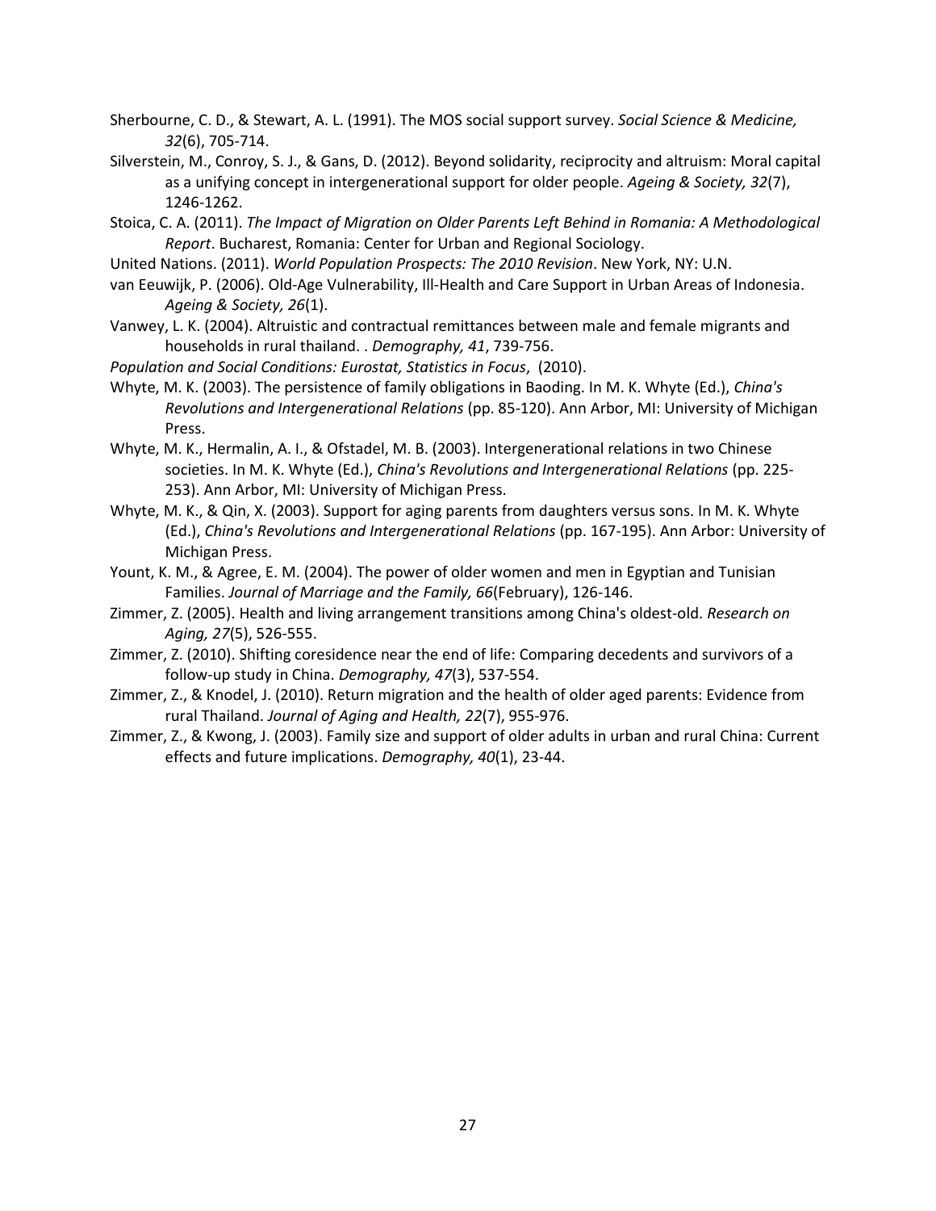Sherbourne, C. D., & Stewart, A. L. (1991). The MOS social support survey. *Social Science & Medicine, 32*(6), 705-714.

Silverstein, M., Conroy, S. J., & Gans, D. (2012). Beyond solidarity, reciprocity and altruism: Moral capital as a unifying concept in intergenerational support for older people. *Ageing & Society, 32*(7), 1246-1262.

Stoica, C. A. (2011). *The Impact of Migration on Older Parents Left Behind in Romania: A Methodological Report*. Bucharest, Romania: Center for Urban and Regional Sociology.

United Nations. (2011). *World Population Prospects: The 2010 Revision*. New York, NY: U.N.

van Eeuwijk, P. (2006). Old-Age Vulnerability, Ill-Health and Care Support in Urban Areas of Indonesia. *Ageing & Society, 26*(1).

Vanwey, L. K. (2004). Altruistic and contractual remittances between male and female migrants and households in rural thailand. . *Demography, 41*, 739-756.

*Population and Social Conditions: Eurostat, Statistics in Focus*, (2010).

Whyte, M. K. (2003). The persistence of family obligations in Baoding. In M. K. Whyte (Ed.), *China's Revolutions and Intergenerational Relations* (pp. 85-120). Ann Arbor, MI: University of Michigan Press.

Whyte, M. K., Hermalin, A. I., & Ofstadel, M. B. (2003). Intergenerational relations in two Chinese societies. In M. K. Whyte (Ed.), *China's Revolutions and Intergenerational Relations* (pp. 225-253). Ann Arbor, MI: University of Michigan Press.

Whyte, M. K., & Qin, X. (2003). Support for aging parents from daughters versus sons. In M. K. Whyte (Ed.), *China's Revolutions and Intergenerational Relations* (pp. 167-195). Ann Arbor: University of Michigan Press.

Yount, K. M., & Agree, E. M. (2004). The power of older women and men in Egyptian and Tunisian Families. *Journal of Marriage and the Family, 66*(February), 126-146.

Zimmer, Z. (2005). Health and living arrangement transitions among China's oldest-old. *Research on Aging, 27*(5), 526-555.

Zimmer, Z. (2010). Shifting coresidence near the end of life: Comparing decedents and survivors of a follow-up study in China. *Demography, 47*(3), 537-554.

Zimmer, Z., & Knodel, J. (2010). Return migration and the health of older aged parents: Evidence from rural Thailand. *Journal of Aging and Health, 22*(7), 955-976.

Zimmer, Z., & Kwong, J. (2003). Family size and support of older adults in urban and rural China: Current effects and future implications. *Demography, 40*(1), 23-44.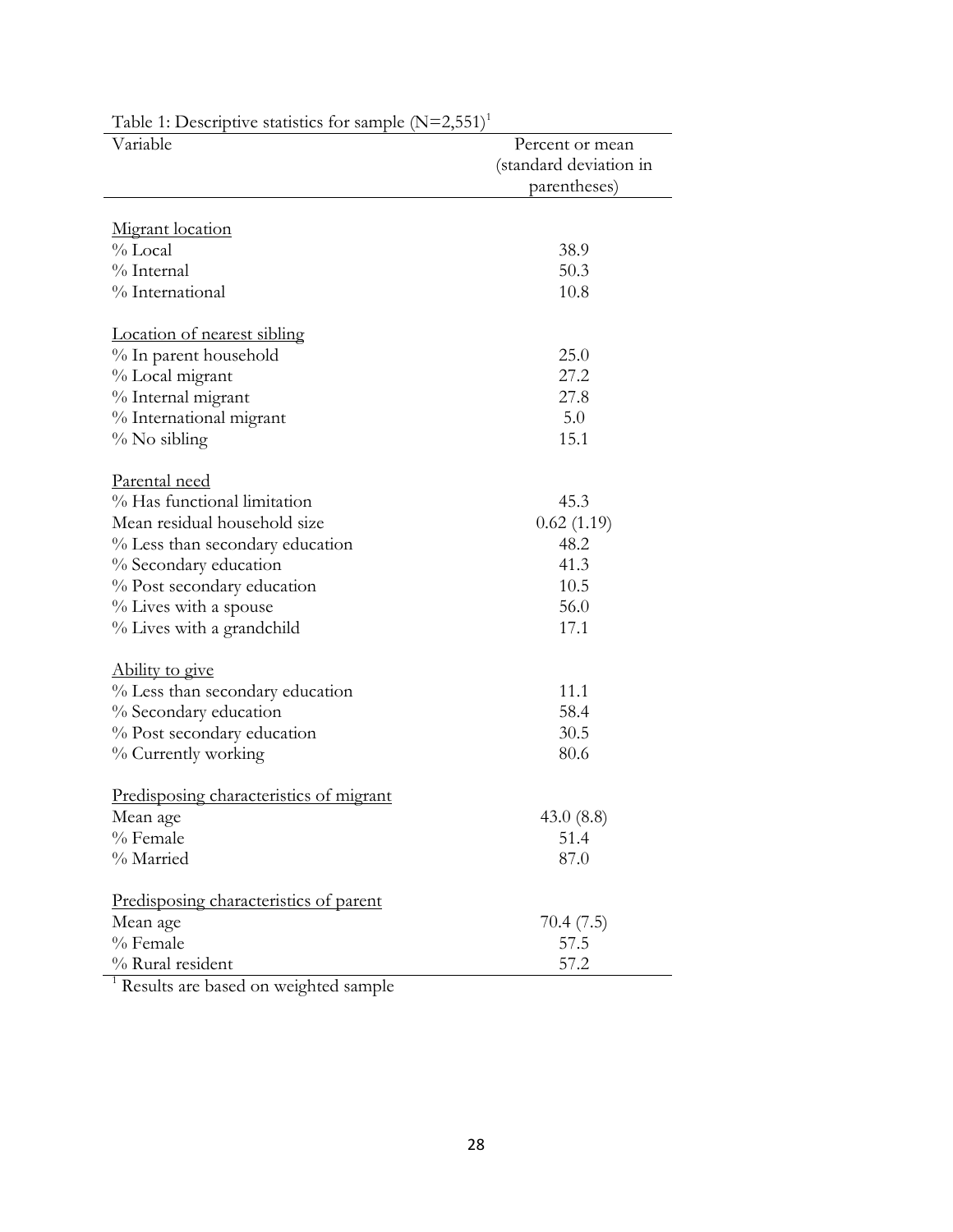Table 1: Descriptive statistics for sample (N=2,551)[1]

| Variable | Percent or mean (standard deviation in parentheses) |
|---|---|
| Migrant location | |
| % Local | 38.9 |
| % Internal | 50.3 |
| % International | 10.8 |
| Location of nearest sibling | |
| % In parent household | 25.0 |
| % Local migrant | 27.2 |
| % Internal migrant | 27.8 |
| % International migrant | 5.0 |
| % No sibling | 15.1 |
| Parental need | |
| % Has functional limitation | 45.3 |
| Mean residual household size | 0.62 (1.19) |
| % Less than secondary education | 48.2 |
| % Secondary education | 41.3 |
| % Post secondary education | 10.5 |
| % Lives with a spouse | 56.0 |
| % Lives with a grandchild | 17.1 |
| Ability to give | |
| % Less than secondary education | 11.1 |
| % Secondary education | 58.4 |
| % Post secondary education | 30.5 |
| % Currently working | 80.6 |
| Predisposing characteristics of migrant | |
| Mean age | 43.0 (8.8) |
| % Female | 51.4 |
| % Married | 87.0 |
| Predisposing characteristics of parent | |
| Mean age | 70.4 (7.5) |
| % Female | 57.5 |
| % Rural resident | 57.2 |

[1] Results are based on weighted sample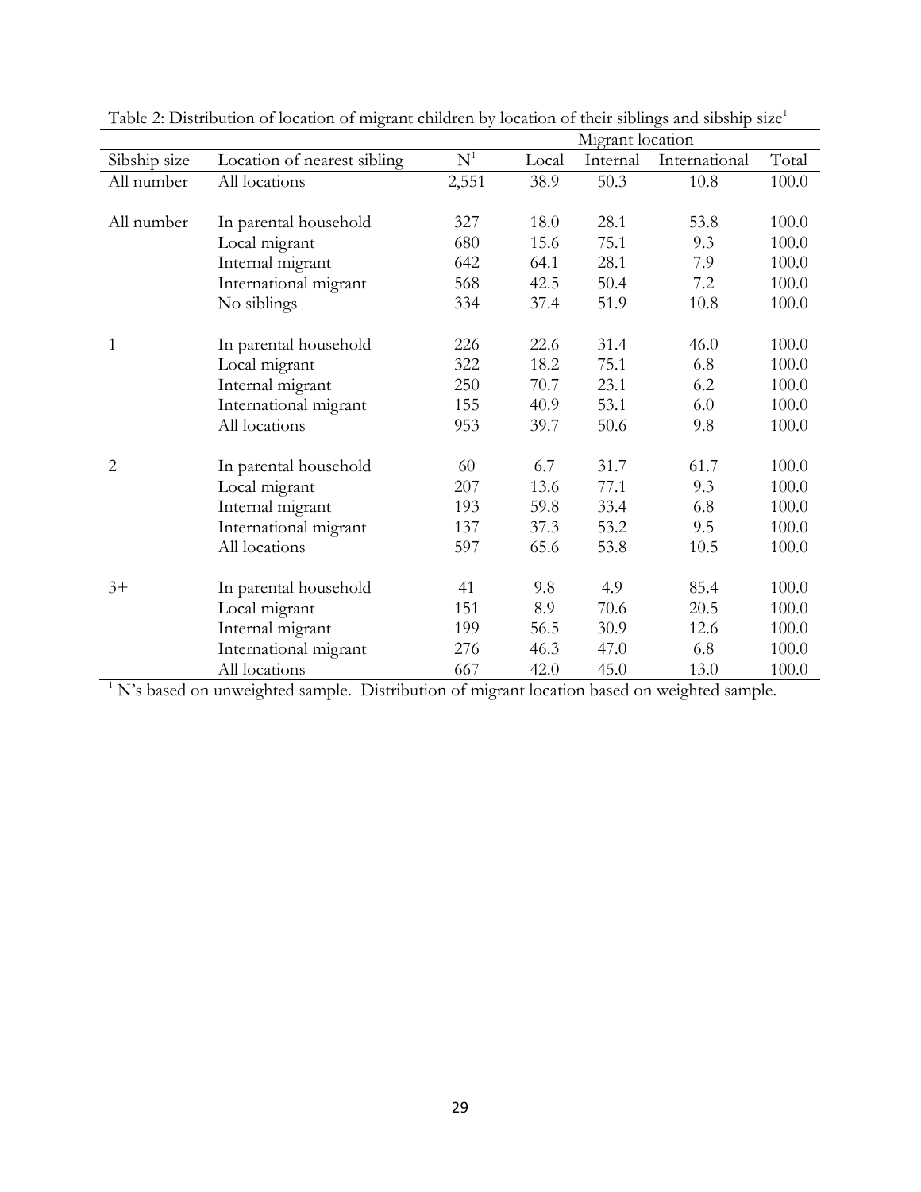Table 2: Distribution of location of migrant children by location of their siblings and sibship size[1]

| | | | Migrant location | | | |
|---|---|---|---|---|---|---|
| Sibship size | Location of nearest sibling | N[1] | Local | Internal | International | Total |
| All number | All locations | 2,551 | 38.9 | 50.3 | 10.8 | 100.0 |
| All number | In parental household | 327 | 18.0 | 28.1 | 53.8 | 100.0 |
| | Local migrant | 680 | 15.6 | 75.1 | 9.3 | 100.0 |
| | Internal migrant | 642 | 64.1 | 28.1 | 7.9 | 100.0 |
| | International migrant | 568 | 42.5 | 50.4 | 7.2 | 100.0 |
| | No siblings | 334 | 37.4 | 51.9 | 10.8 | 100.0 |
| 1 | In parental household | 226 | 22.6 | 31.4 | 46.0 | 100.0 |
| | Local migrant | 322 | 18.2 | 75.1 | 6.8 | 100.0 |
| | Internal migrant | 250 | 70.7 | 23.1 | 6.2 | 100.0 |
| | International migrant | 155 | 40.9 | 53.1 | 6.0 | 100.0 |
| | All locations | 953 | 39.7 | 50.6 | 9.8 | 100.0 |
| 2 | In parental household | 60 | 6.7 | 31.7 | 61.7 | 100.0 |
| | Local migrant | 207 | 13.6 | 77.1 | 9.3 | 100.0 |
| | Internal migrant | 193 | 59.8 | 33.4 | 6.8 | 100.0 |
| | International migrant | 137 | 37.3 | 53.2 | 9.5 | 100.0 |
| | All locations | 597 | 65.6 | 53.8 | 10.5 | 100.0 |
| 3+ | In parental household | 41 | 9.8 | 4.9 | 85.4 | 100.0 |
| | Local migrant | 151 | 8.9 | 70.6 | 20.5 | 100.0 |
| | Internal migrant | 199 | 56.5 | 30.9 | 12.6 | 100.0 |
| | International migrant | 276 | 46.3 | 47.0 | 6.8 | 100.0 |
| | All locations | 667 | 42.0 | 45.0 | 13.0 | 100.0 |

[1] N's based on unweighted sample. Distribution of migrant location based on weighted sample.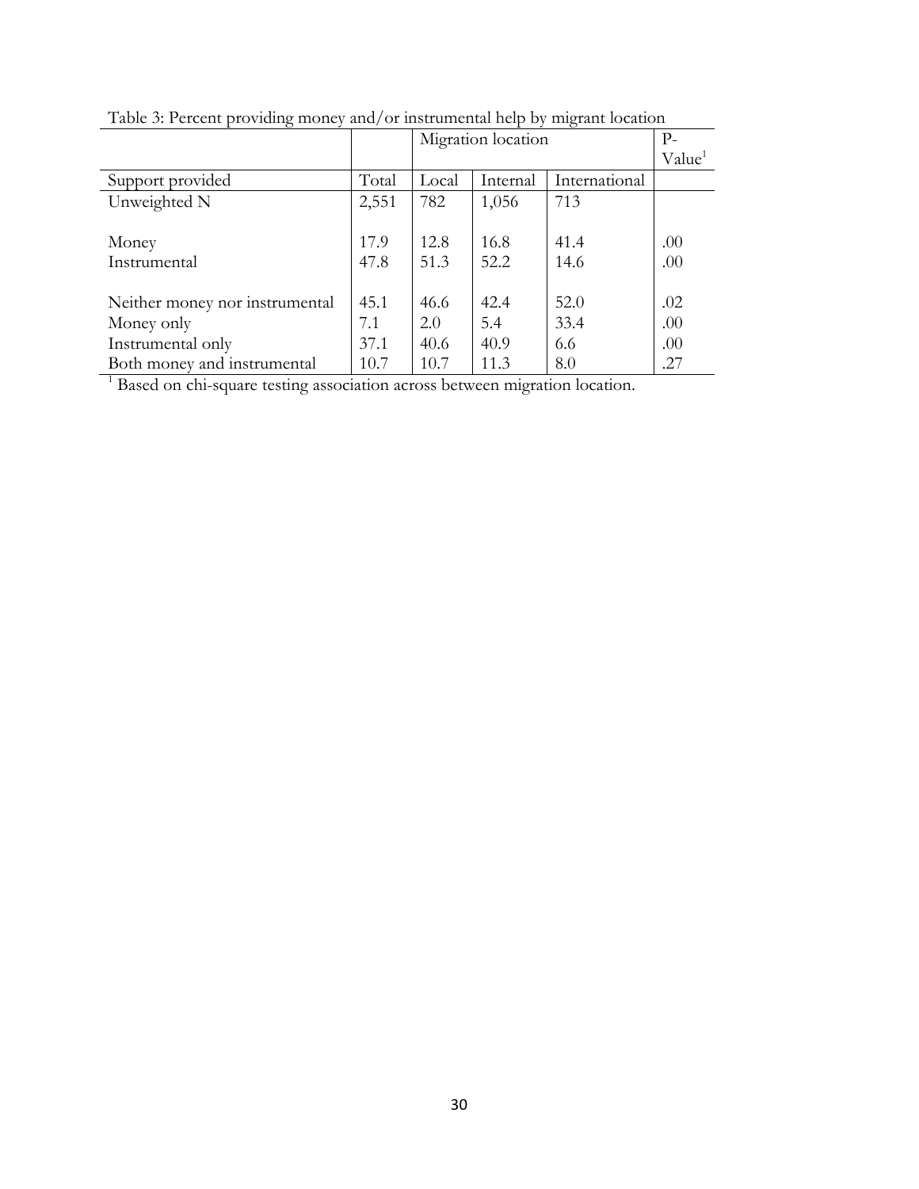Table 3: Percent providing money and/or instrumental help by migrant location

| | | Migration location | | | P-Value[1] |
|---|---|---|---|---|---|
| Support provided | Total | Local | Internal | International | |
| Unweighted N | 2,551 | 782 | 1,056 | 713 | |
| Money | 17.9 | 12.8 | 16.8 | 41.4 | .00 |
| Instrumental | 47.8 | 51.3 | 52.2 | 14.6 | .00 |
| Neither money nor instrumental | 45.1 | 46.6 | 42.4 | 52.0 | .02 |
| Money only | 7.1 | 2.0 | 5.4 | 33.4 | .00 |
| Instrumental only | 37.1 | 40.6 | 40.9 | 6.6 | .00 |
| Both money and instrumental | 10.7 | 10.7 | 11.3 | 8.0 | .27 |

[1] Based on chi-square testing association across between migration location.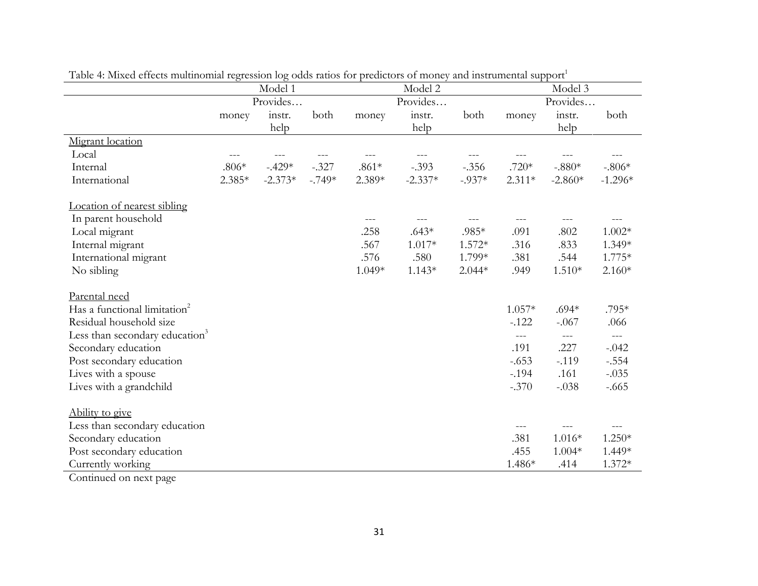Table 4: Mixed effects multinomial regression log odds ratios for predictors of money and instrumental support[1]

| | Model 1 | | | Model 2 | | | Model 3 | | |
|---|---|---|---|---|---|---|---|---|---|
| | Provides… | | | Provides… | | | Provides… | | |
| | money | instr. help | both | money | instr. help | both | money | instr. help | both |
| Migrant location | | | | | | | | | |
| Local | --- | --- | --- | --- | --- | --- | --- | --- | --- |
| Internal | .806* | -.429* | -.327 | .861* | -.393 | -.356 | .720* | -.880* | -.806* |
| International | 2.385* | -2.373* | -.749* | 2.389* | -2.337* | -.937* | 2.311* | -2.860* | -1.296* |
| Location of nearest sibling | | | | | | | | | |
| In parent household | | | | --- | --- | --- | --- | --- | --- |
| Local migrant | | | | .258 | .643* | .985* | .091 | .802 | 1.002* |
| Internal migrant | | | | .567 | 1.017* | 1.572* | .316 | .833 | 1.349* |
| International migrant | | | | .576 | .580 | 1.799* | .381 | .544 | 1.775* |
| No sibling | | | | 1.049* | 1.143* | 2.044* | .949 | 1.510* | 2.160* |
| Parental need | | | | | | | | | |
| Has a functional limitation[2] | | | | | | | 1.057* | .694* | .795* |
| Residual household size | | | | | | | -.122 | -.067 | .066 |
| Less than secondary education[3] | | | | | | | --- | --- | --- |
| Secondary education | | | | | | | .191 | .227 | -.042 |
| Post secondary education | | | | | | | -.653 | -.119 | -.554 |
| Lives with a spouse | | | | | | | -.194 | .161 | -.035 |
| Lives with a grandchild | | | | | | | -.370 | -.038 | -.665 |
| Ability to give | | | | | | | | | |
| Less than secondary education | | | | | | | --- | --- | --- |
| Secondary education | | | | | | | .381 | 1.016* | 1.250* |
| Post secondary education | | | | | | | .455 | 1.004* | 1.449* |
| Currently working | | | | | | | 1.486* | .414 | 1.372* |

Continued on next page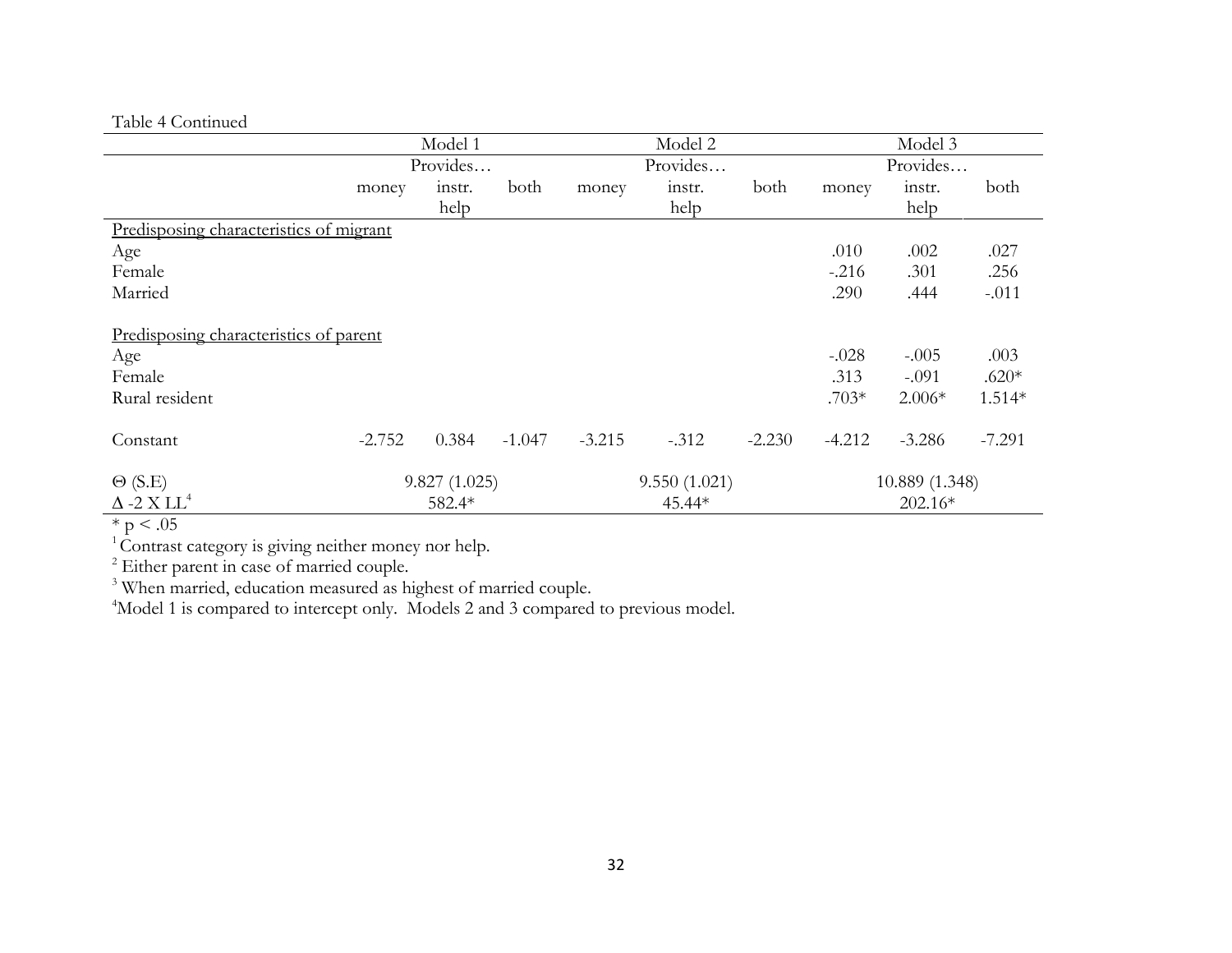Table 4 Continued

| | Model 1 | | | Model 2 | | | Model 3 | | |
|---|---|---|---|---|---|---|---|---|---|
| | Provides… | | | Provides… | | | Provides… | | |
| | money | instr. help | both | money | instr. help | both | money | instr. help | both |
| Predisposing characteristics of migrant | | | | | | | | | |
| Age | | | | | | | .010 | .002 | .027 |
| Female | | | | | | | -.216 | .301 | .256 |
| Married | | | | | | | .290 | .444 | -.011 |
| Predisposing characteristics of parent | | | | | | | | | |
| Age | | | | | | | -.028 | -.005 | .003 |
| Female | | | | | | | .313 | -.091 | .620* |
| Rural resident | | | | | | | .703* | 2.006* | 1.514* |
| Constant | -2.752 | 0.384 | -1.047 | -3.215 | -.312 | -2.230 | -4.212 | -3.286 | -7.291 |
| Θ (S.E) | 9.827 (1.025) | | | 9.550 (1.021) | | | 10.889 (1.348) | | |
| Δ -2 X LL[4] | 582.4* | | | 45.44* | | | 202.16* | | |

* $p < .05$

[1] Contrast category is giving neither money nor help.

[2] Either parent in case of married couple.

[3] When married, education measured as highest of married couple.

[4] Model 1 is compared to intercept only. Models 2 and 3 compared to previous model.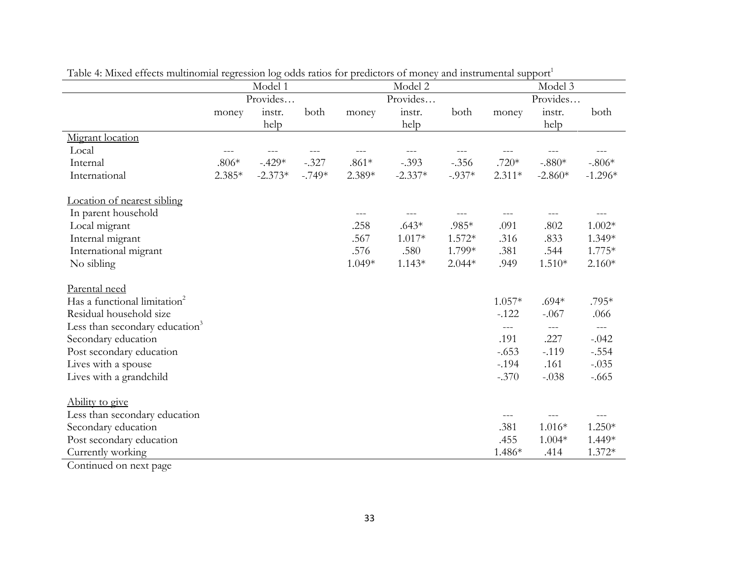Table 4: Mixed effects multinomial regression log odds ratios for predictors of money and instrumental support[1]

| | Model 1 | | | Model 2 | | | Model 3 | | |
|---|---|---|---|---|---|---|---|---|---|
| | Provides… | | | Provides… | | | Provides… | | |
| | money | instr. help | both | money | instr. help | both | money | instr. help | both |
| Migrant location | | | | | | | | | |
| Local | --- | --- | --- | --- | --- | --- | --- | --- | --- |
| Internal | .806* | -.429* | -.327 | .861* | -.393 | -.356 | .720* | -.880* | -.806* |
| International | 2.385* | -2.373* | -.749* | 2.389* | -2.337* | -.937* | 2.311* | -2.860* | -1.296* |
| Location of nearest sibling | | | | | | | | | |
| In parent household | | | | --- | --- | --- | --- | --- | --- |
| Local migrant | | | | .258 | .643* | .985* | .091 | .802 | 1.002* |
| Internal migrant | | | | .567 | 1.017* | 1.572* | .316 | .833 | 1.349* |
| International migrant | | | | .576 | .580 | 1.799* | .381 | .544 | 1.775* |
| No sibling | | | | 1.049* | 1.143* | 2.044* | .949 | 1.510* | 2.160* |
| Parental need | | | | | | | | | |
| Has a functional limitation[2] | | | | | | | 1.057* | .694* | .795* |
| Residual household size | | | | | | | -.122 | -.067 | .066 |
| Less than secondary education[3] | | | | | | | --- | --- | --- |
| Secondary education | | | | | | | .191 | .227 | -.042 |
| Post secondary education | | | | | | | -.653 | -.119 | -.554 |
| Lives with a spouse | | | | | | | -.194 | .161 | -.035 |
| Lives with a grandchild | | | | | | | -.370 | -.038 | -.665 |
| Ability to give | | | | | | | | | |
| Less than secondary education | | | | | | | --- | --- | --- |
| Secondary education | | | | | | | .381 | 1.016* | 1.250* |
| Post secondary education | | | | | | | .455 | 1.004* | 1.449* |
| Currently working | | | | | | | 1.486* | .414 | 1.372* |

Continued on next page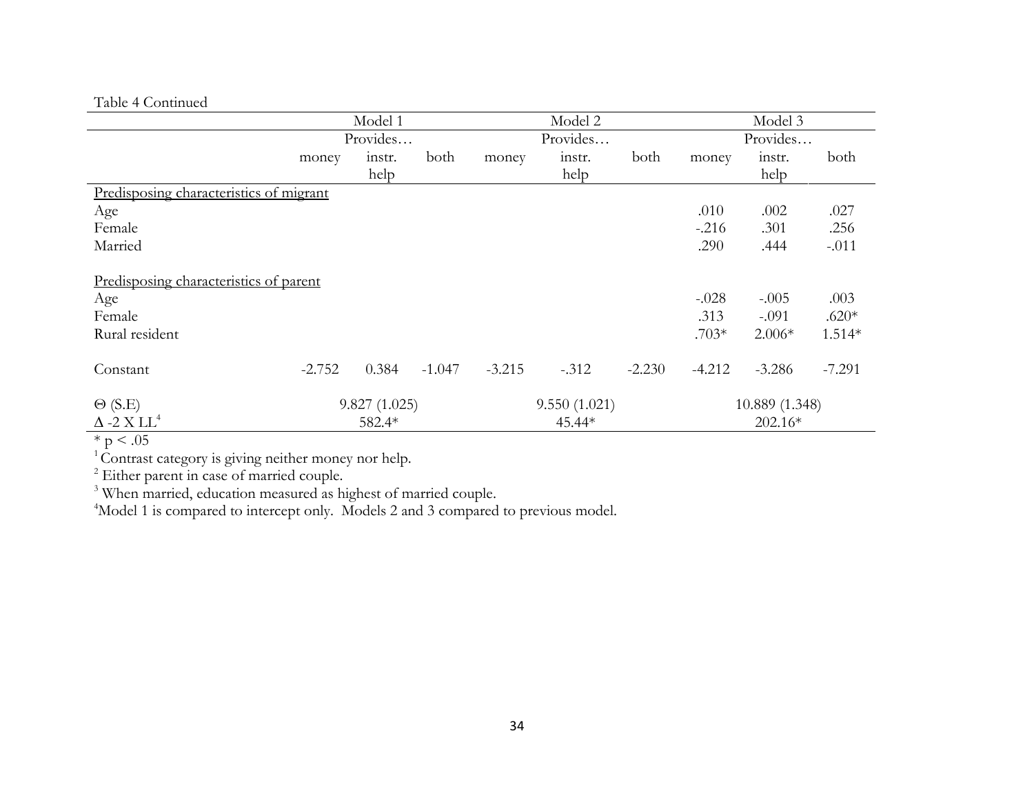Table 4 Continued

| | Model 1 | | | Model 2 | | | Model 3 | | |
|---|---|---|---|---|---|---|---|---|---|
| | Provides… | | | Provides… | | | Provides… | | |
| | money | instr. help | both | money | instr. help | both | money | instr. help | both |
| Predisposing characteristics of migrant | | | | | | | | | |
| Age | | | | | | | .010 | .002 | .027 |
| Female | | | | | | | -.216 | .301 | .256 |
| Married | | | | | | | .290 | .444 | -.011 |
| Predisposing characteristics of parent | | | | | | | | | |
| Age | | | | | | | -.028 | -.005 | .003 |
| Female | | | | | | | .313 | -.091 | .620* |
| Rural resident | | | | | | | .703* | 2.006* | 1.514* |
| Constant | -2.752 | 0.384 | -1.047 | -3.215 | -.312 | -2.230 | -4.212 | -3.286 | -7.291 |
| Θ (S.E) | 9.827 (1.025) | | | 9.550 (1.021) | | | 10.889 (1.348) | | |
| Δ -2 X LL[4] | 582.4* | | | 45.44* | | | 202.16* | | |

\* $p < .05$

[1] Contrast category is giving neither money nor help.

[2] Either parent in case of married couple.

[3] When married, education measured as highest of married couple.

[4] Model 1 is compared to intercept only. Models 2 and 3 compared to previous model.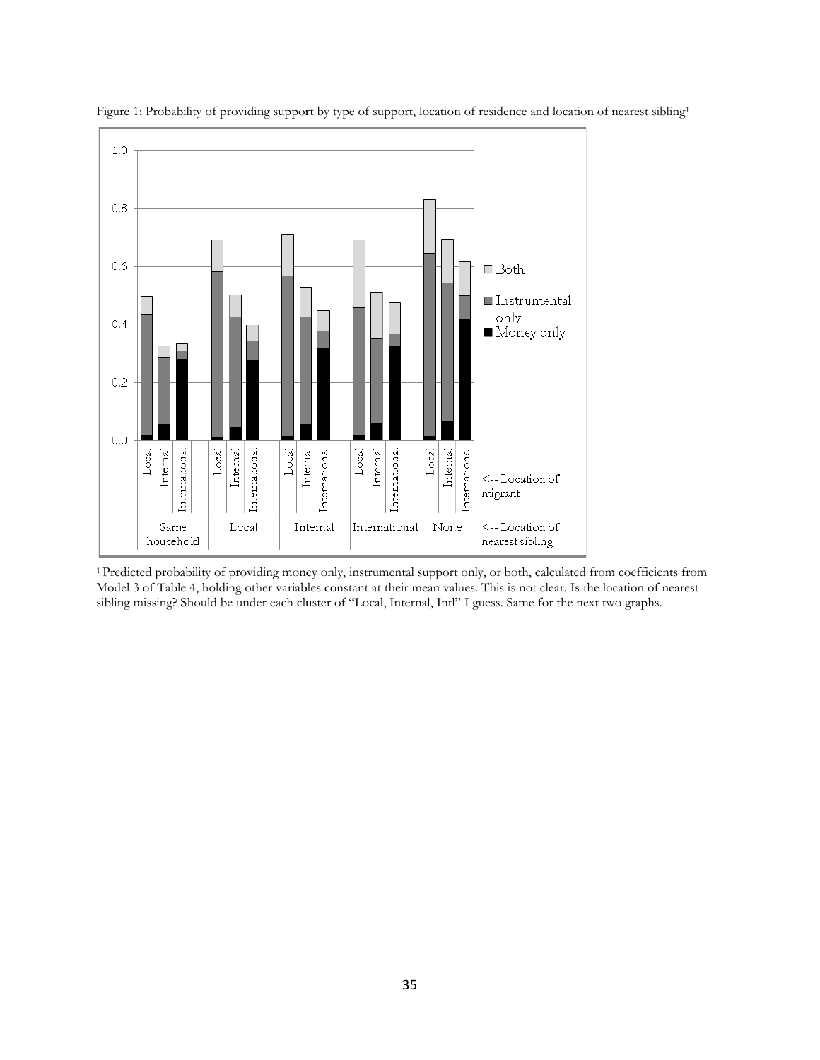Figure 1: Probability of providing support by type of support, location of residence and location of nearest sibling[1]

[1] Predicted probability of providing money only, instrumental support only, or both, calculated from coefficients from Model 3 of Table 4, holding other variables constant at their mean values. This is not clear. Is the location of nearest sibling missing? Should be under each cluster of "Local, Internal, Intl" I guess. Same for the next two graphs.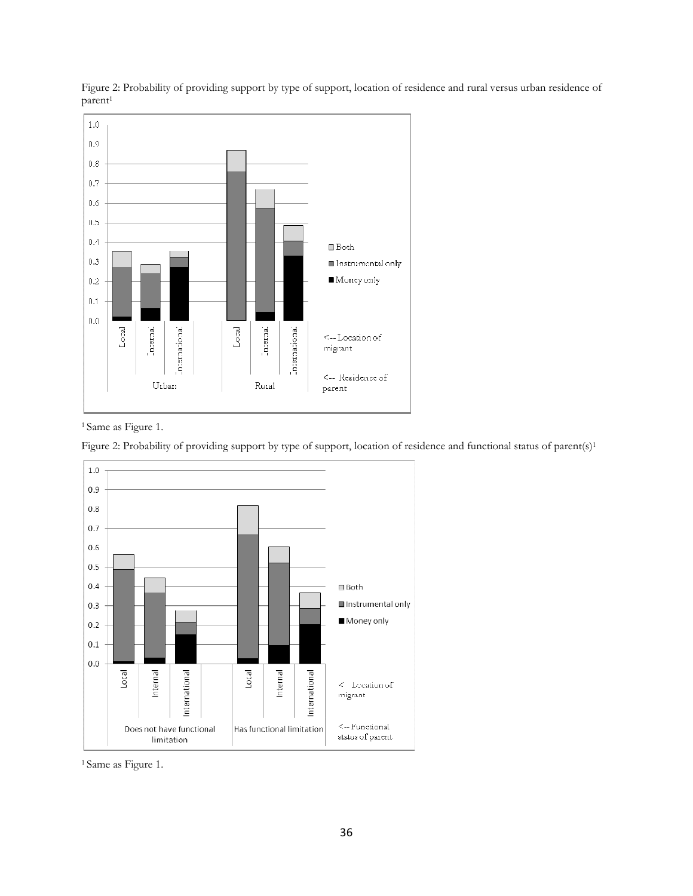Figure 2: Probability of providing support by type of support, location of residence and rural versus urban residence of parent[1]

1.0
0.9
0.8
0.7
0.6
0.5
0.4
0.3
0.2
0.1
0.0

Both
Instrumental only
Money only

Local
Internal
International
Local
Internal
International
<-- Location of migrant

Urban
Rural
<-- Residence of parent

[1] Same as Figure 1.

Figure 2: Probability of providing support by type of support, location of residence and functional status of parent(s)[1]

1.0
0.9
0.8
0.7
0.6
0.5
0.4
0.3
0.2
0.1
0.0

Both
Instrumental only
Money only

Local
Internal
International
Local
Internal
International
<-- Location of migrant

Does not have functional limitation
Has functional limitation
<-- Functional status of parent

[1] Same as Figure 1.